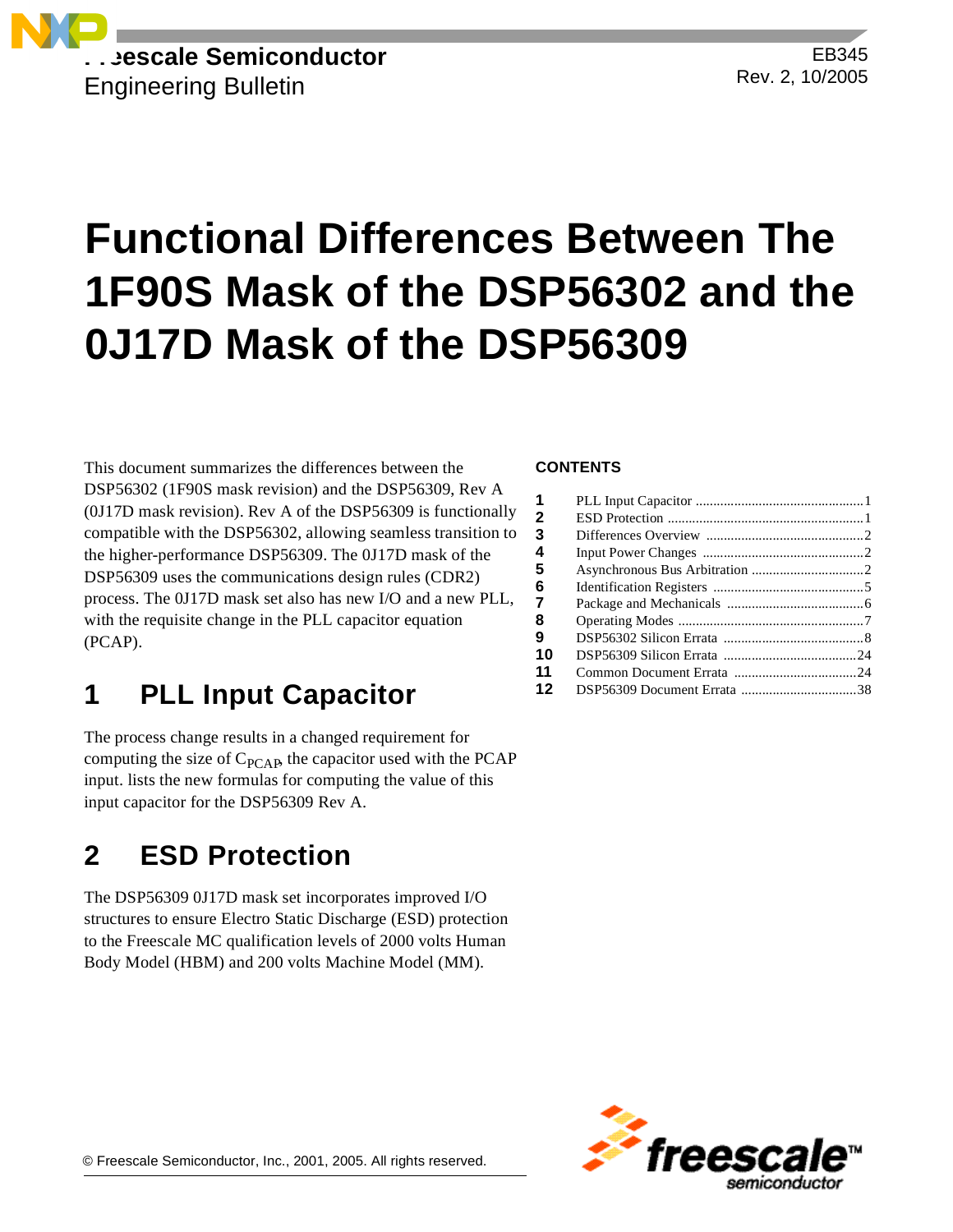Freescale Semiconductor
Engineering Bulletin

EB345
Rev. 2, 10/2005

# Functional Differences Between The 1F90S Mask of the DSP56302 and the 0J17D Mask of the DSP56309

This document summarizes the differences between the DSP56302 (1F90S mask revision) and the DSP56309, Rev A (0J17D mask revision). Rev A of the DSP56309 is functionally compatible with the DSP56302, allowing seamless transition to the higher-performance DSP56309. The 0J17D mask of the DSP56309 uses the communications design rules (CDR2) process. The 0J17D mask set also has new I/O and a new PLL, with the requisite change in the PLL capacitor equation (PCAP).

**CONTENTS**

| | | |
|---|---|---|
| 1 | PLL Input Capacitor | 1 |
| 2 | ESD Protection | 1 |
| 3 | Differences Overview | 2 |
| 4 | Input Power Changes | 2 |
| 5 | Asynchronous Bus Arbitration | 2 |
| 6 | Identification Registers | 5 |
| 7 | Package and Mechanicals | 6 |
| 8 | Operating Modes | 7 |
| 9 | DSP56302 Silicon Errata | 8 |
| 10 | DSP56309 Silicon Errata | 24 |
| 11 | Common Document Errata | 24 |
| 12 | DSP56309 Document Errata | 38 |

## 1 PLL Input Capacitor

The process change results in a changed requirement for computing the size of $C_{PCAP}$, the capacitor used with the PCAP input. lists the new formulas for computing the value of this input capacitor for the DSP56309 Rev A.

## 2 ESD Protection

The DSP56309 0J17D mask set incorporates improved I/O structures to ensure Electro Static Discharge (ESD) protection to the Freescale MC qualification levels of 2000 volts Human Body Model (HBM) and 200 volts Machine Model (MM).

© Freescale Semiconductor, Inc., 2001, 2005. All rights reserved.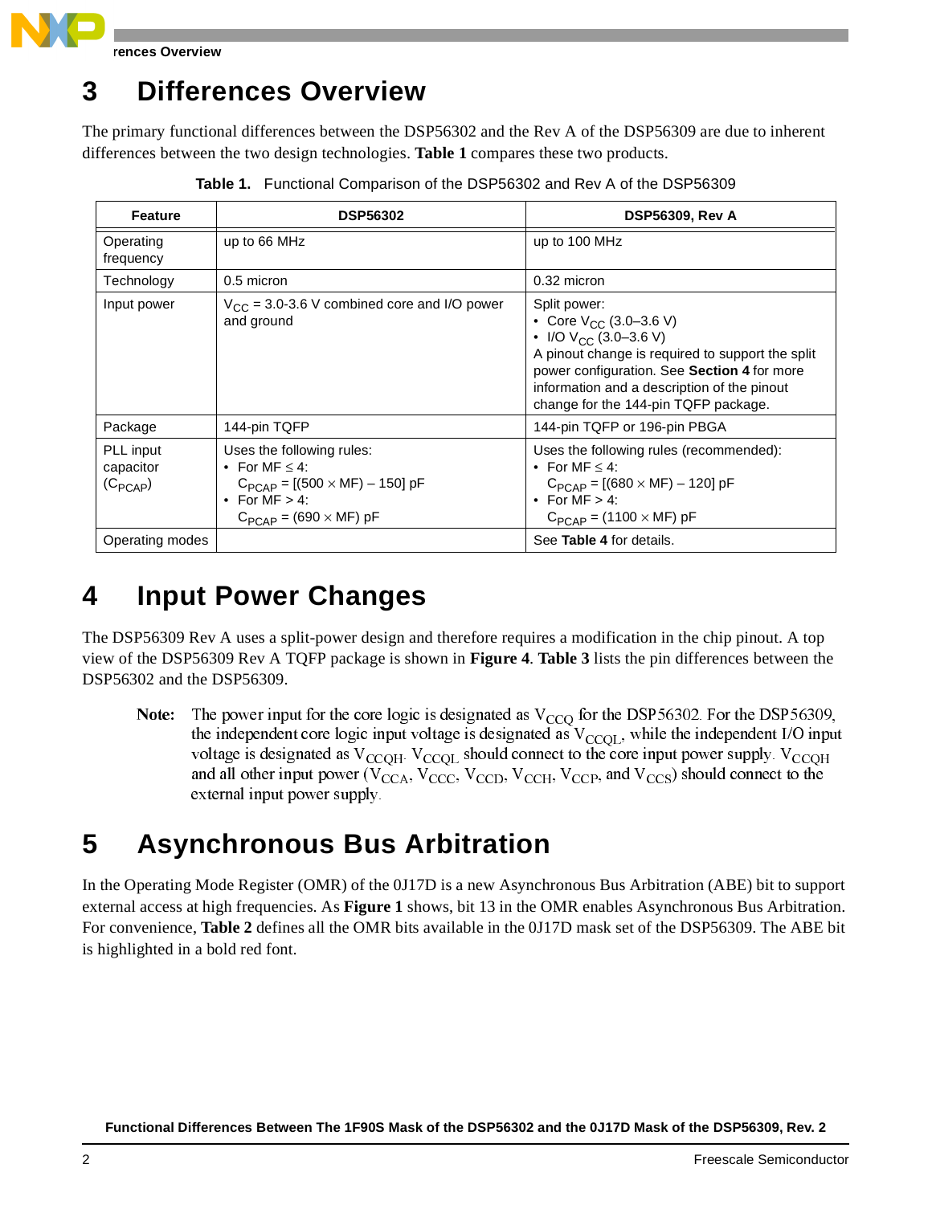# 3 Differences Overview

The primary functional differences between the DSP56302 and the Rev A of the DSP56309 are due to inherent differences between the two design technologies. **Table 1** compares these two products.

**Table 1.** Functional Comparison of the DSP56302 and Rev A of the DSP56309

| Feature | DSP56302 | DSP56309, Rev A |
|---|---|---|
| Operating frequency | up to 66 MHz | up to 100 MHz |
| Technology | 0.5 micron | 0.32 micron |
| Input power | $V_{CC}$ = 3.0-3.6 V combined core and I/O power and ground | Split power:<br>• Core $V_{CC}$ (3.0–3.6 V)<br>• I/O $V_{CC}$ (3.0–3.6 V)<br>A pinout change is required to support the split power configuration. See **Section 4** for more information and a description of the pinout change for the 144-pin TQFP package. |
| Package | 144-pin TQFP | 144-pin TQFP or 196-pin PBGA |
| PLL input capacitor ($C_{PCAP}$) | Uses the following rules:<br>• For MF ≤ 4:<br>$C_{PCAP}$ = [(500 × MF) – 150] pF<br>• For MF > 4:<br>$C_{PCAP}$ = (690 × MF) pF | Uses the following rules (recommended):<br>• For MF ≤ 4:<br>$C_{PCAP}$ = [(680 × MF) – 120] pF<br>• For MF > 4:<br>$C_{PCAP}$ = (1100 × MF) pF |
| Operating modes | | See **Table 4** for details. |

# 4 Input Power Changes

The DSP56309 Rev A uses a split-power design and therefore requires a modification in the chip pinout. A top view of the DSP56309 Rev A TQFP package is shown in **Figure 4**. **Table 3** lists the pin differences between the DSP56302 and the DSP56309.

> **Note:** The power input for the core logic is designated as $V_{CCQ}$ for the DSP56302. For the DSP56309, the independent core logic input voltage is designated as $V_{CCQL}$, while the independent I/O input voltage is designated as $V_{CCQH}$. $V_{CCQL}$ should connect to the core input power supply. $V_{CCQH}$ and all other input power ($V_{CCA}$, $V_{CCC}$, $V_{CCD}$, $V_{CCH}$, $V_{CCP}$, and $V_{CCS}$) should connect to the external input power supply.

# 5 Asynchronous Bus Arbitration

In the Operating Mode Register (OMR) of the 0J17D is a new Asynchronous Bus Arbitration (ABE) bit to support external access at high frequencies. As **Figure 1** shows, bit 13 in the OMR enables Asynchronous Bus Arbitration. For convenience, **Table 2** defines all the OMR bits available in the 0J17D mask set of the DSP56309. The ABE bit is highlighted in a bold red font.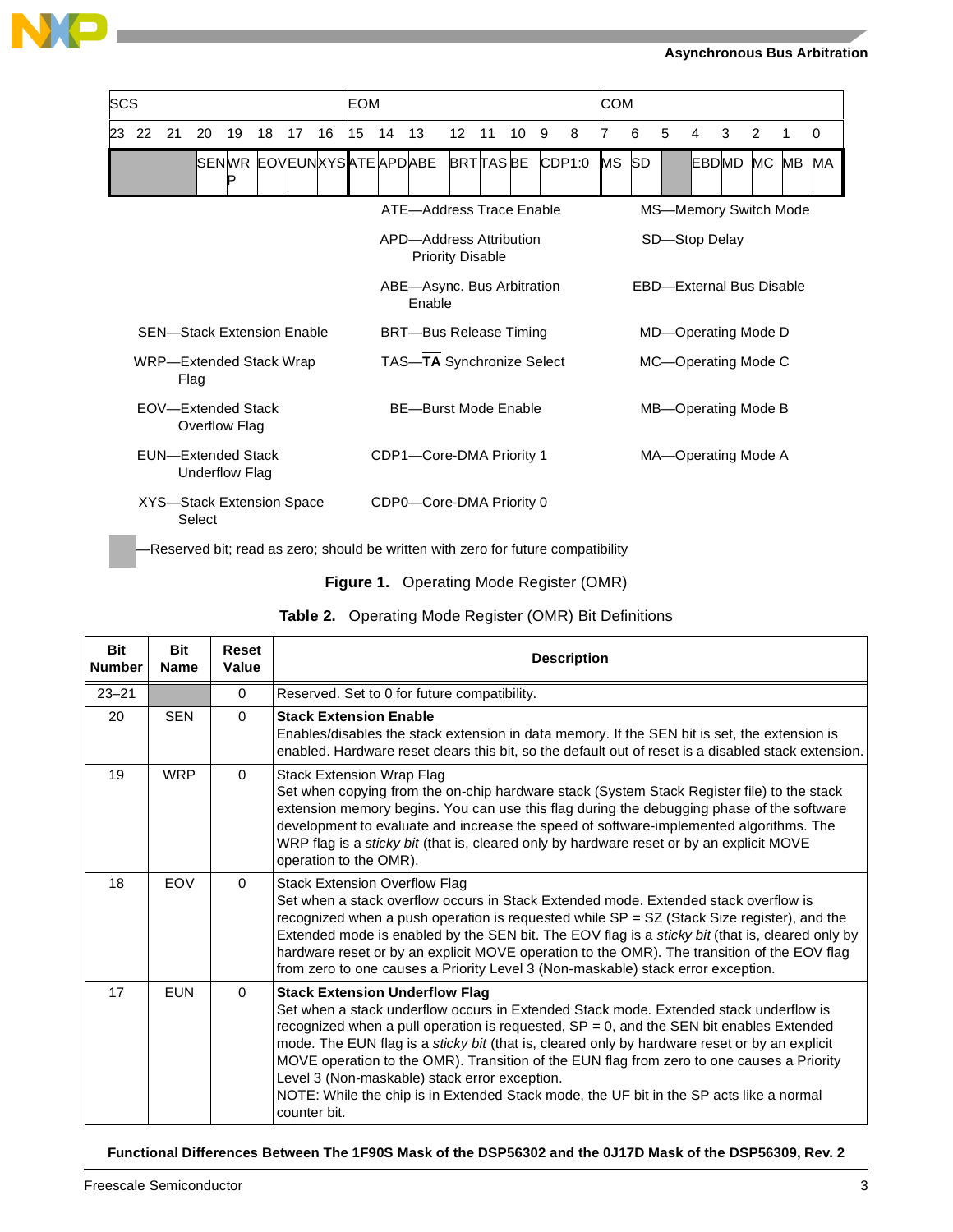| SCS | | | | | | | | EOM | | | | | | | | COM | | | | | | | |
|---|---|---|---|---|---|---|---|---|---|---|---|---|---|---|---|---|---|---|---|---|---|---|---|
| 23 | 22 | 21 | 20 | 19 | 18 | 17 | 16 | 15 | 14 | 13 | 12 | 11 | 10 | 9 | 8 | 7 | 6 | 5 | 4 | 3 | 2 | 1 | 0 |
| | | | SEN | WRP | EOV | EUN | XYS | ATE | APD | ABE | BRT | TAS | BE | CDP1:0 | | MS | SD | | EBD | MD | MC | MB | MA |

SEN—Stack Extension Enable
WRP—Extended Stack Wrap Flag
EOV—Extended Stack Overflow Flag
EUN—Extended Stack Underflow Flag
XYS—Stack Extension Space Select

ATE—Address Trace Enable
APD—Address Attribution Priority Disable
ABE—Async. Bus Arbitration Enable
BRT—Bus Release Timing
TAS—$\overline{\textbf{TA}}$ Synchronize Select
BE—Burst Mode Enable
CDP1—Core-DMA Priority 1
CDP0—Core-DMA Priority 0

MS—Memory Switch Mode
SD—Stop Delay
EBD—External Bus Disable
MD—Operating Mode D
MC—Operating Mode C
MB—Operating Mode B
MA—Operating Mode A

(shaded) —Reserved bit; read as zero; should be written with zero for future compatibility

**Figure 1.** Operating Mode Register (OMR)

**Table 2.** Operating Mode Register (OMR) Bit Definitions

| Bit Number | Bit Name | Reset Value | Description |
|---|---|---|---|
| 23–21 | | 0 | Reserved. Set to 0 for future compatibility. |
| 20 | SEN | 0 | **Stack Extension Enable**<br>Enables/disables the stack extension in data memory. If the SEN bit is set, the extension is enabled. Hardware reset clears this bit, so the default out of reset is a disabled stack extension. |
| 19 | WRP | 0 | Stack Extension Wrap Flag<br>Set when copying from the on-chip hardware stack (System Stack Register file) to the stack extension memory begins. You can use this flag during the debugging phase of the software development to evaluate and increase the speed of software-implemented algorithms. The WRP flag is a *sticky bit* (that is, cleared only by hardware reset or by an explicit MOVE operation to the OMR). |
| 18 | EOV | 0 | Stack Extension Overflow Flag<br>Set when a stack overflow occurs in Stack Extended mode. Extended stack overflow is recognized when a push operation is requested while SP = SZ (Stack Size register), and the Extended mode is enabled by the SEN bit. The EOV flag is a *sticky bit* (that is, cleared only by hardware reset or by an explicit MOVE operation to the OMR). The transition of the EOV flag from zero to one causes a Priority Level 3 (Non-maskable) stack error exception. |
| 17 | EUN | 0 | **Stack Extension Underflow Flag**<br>Set when a stack underflow occurs in Extended Stack mode. Extended stack underflow is recognized when a pull operation is requested, SP = 0, and the SEN bit enables Extended mode. The EUN flag is a *sticky bit* (that is, cleared only by hardware reset or by an explicit MOVE operation to the OMR). Transition of the EUN flag from zero to one causes a Priority Level 3 (Non-maskable) stack error exception.<br>NOTE: While the chip is in Extended Stack mode, the UF bit in the SP acts like a normal counter bit. |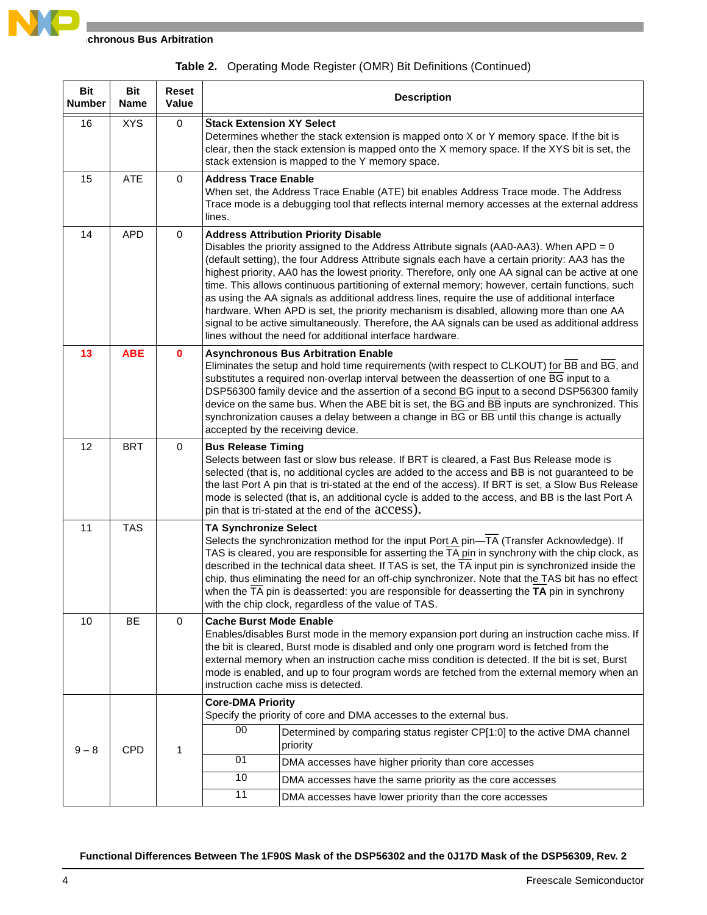**Table 2.** Operating Mode Register (OMR) Bit Definitions (Continued)

| Bit Number | Bit Name | Reset Value | Description | |
|---|---|---|---|---|
| 16 | XYS | 0 | **Stack Extension XY Select**<br>Determines whether the stack extension is mapped onto X or Y memory space. If the bit is clear, then the stack extension is mapped onto the X memory space. If the XYS bit is set, the stack extension is mapped to the Y memory space. | |
| 15 | ATE | 0 | **Address Trace Enable**<br>When set, the Address Trace Enable (ATE) bit enables Address Trace mode. The Address Trace mode is a debugging tool that reflects internal memory accesses at the external address lines. | |
| 14 | APD | 0 | **Address Attribution Priority Disable**<br>Disables the priority assigned to the Address Attribute signals (AA0-AA3). When APD = 0 (default setting), the four Address Attribute signals each have a certain priority: AA3 has the highest priority, AA0 has the lowest priority. Therefore, only one AA signal can be active at one time. This allows continuous partitioning of external memory; however, certain functions, such as using the AA signals as additional address lines, require the use of additional interface hardware. When APD is set, the priority mechanism is disabled, allowing more than one AA signal to be active simultaneously. Therefore, the AA signals can be used as additional address lines without the need for additional interface hardware. | |
| 13 | ABE | 0 | **Asynchronous Bus Arbitration Enable**<br>Eliminates the setup and hold time requirements (with respect to CLKOUT) for $\overline{BB}$ and $\overline{BG}$, and substitutes a required non-overlap interval between the deassertion of one $\overline{BG}$ input to a DSP56300 family device and the assertion of a second $\overline{BG}$ input to a second DSP56300 family device on the same bus. When the ABE bit is set, the $\overline{BG}$ and $\overline{BB}$ inputs are synchronized. This synchronization causes a delay between a change in $\overline{BG}$ or $\overline{BB}$ until this change is actually accepted by the receiving device. | |
| 12 | BRT | 0 | **Bus Release Timing**<br>Selects between fast or slow bus release. If BRT is cleared, a Fast Bus Release mode is selected (that is, no additional cycles are added to the access and BB is not guaranteed to be the last Port A pin that is tri-stated at the end of the access). If BRT is set, a Slow Bus Release mode is selected (that is, an additional cycle is added to the access, and BB is the last Port A pin that is tri-stated at the end of the access). | |
| 11 | TAS | | **TA Synchronize Select**<br>Selects the synchronization method for the input Port A pin—$\overline{TA}$ (Transfer Acknowledge). If TAS is cleared, you are responsible for asserting the $\overline{TA}$ pin in synchrony with the chip clock, as described in the technical data sheet. If TAS is set, the $\overline{TA}$ input pin is synchronized inside the chip, thus eliminating the need for an off-chip synchronizer. Note that the TAS bit has no effect when the $\overline{TA}$ pin is deasserted: you are responsible for deasserting the **TA** pin in synchrony with the chip clock, regardless of the value of TAS. | |
| 10 | BE | 0 | **Cache Burst Mode Enable**<br>Enables/disables Burst mode in the memory expansion port during an instruction cache miss. If the bit is cleared, Burst mode is disabled and only one program word is fetched from the external memory when an instruction cache miss condition is detected. If the bit is set, Burst mode is enabled, and up to four program words are fetched from the external memory when an instruction cache miss is detected. | |
| 9 – 8 | CPD | 1 | **Core-DMA Priority**<br>Specify the priority of core and DMA accesses to the external bus. | |
| | | | 00 | Determined by comparing status register CP[1:0] to the active DMA channel priority |
| | | | 01 | DMA accesses have higher priority than core accesses |
| | | | 10 | DMA accesses have the same priority as the core accesses |
| | | | 11 | DMA accesses have lower priority than the core accesses |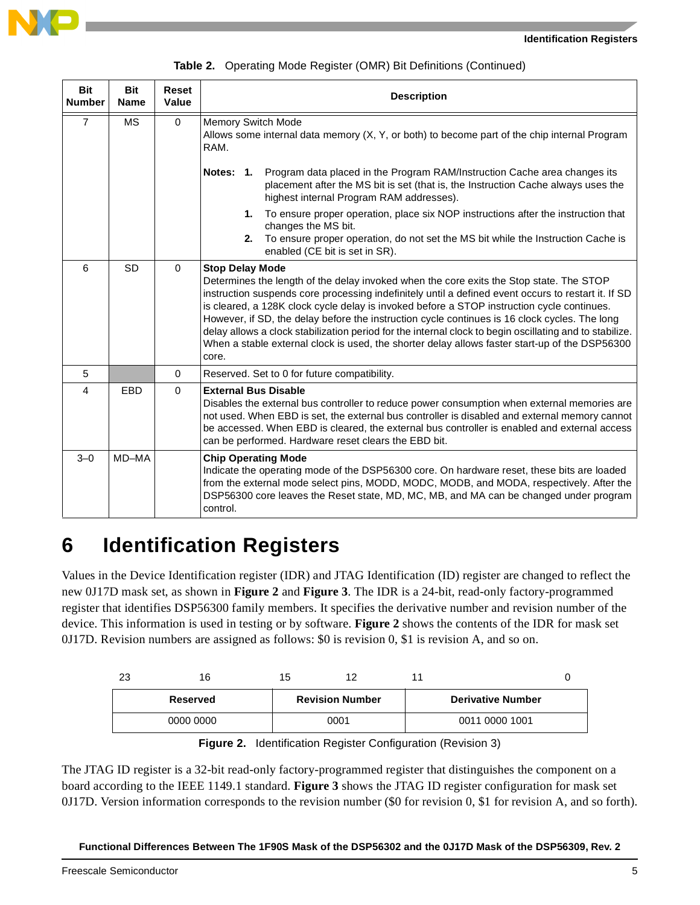Table 2. Operating Mode Register (OMR) Bit Definitions (Continued)

| Bit Number | Bit Name | Reset Value | Description |
|---|---|---|---|
| 7 | MS | 0 | Memory Switch Mode<br>Allows some internal data memory (X, Y, or both) to become part of the chip internal Program RAM.<br>**Notes: 1.** Program data placed in the Program RAM/Instruction Cache area changes its placement after the MS bit is set (that is, the Instruction Cache always uses the highest internal Program RAM addresses).<br>**1.** To ensure proper operation, place six NOP instructions after the instruction that changes the MS bit.<br>**2.** To ensure proper operation, do not set the MS bit while the Instruction Cache is enabled (CE bit is set in SR). |
| 6 | SD | 0 | **Stop Delay Mode**<br>Determines the length of the delay invoked when the core exits the Stop state. The STOP instruction suspends core processing indefinitely until a defined event occurs to restart it. If SD is cleared, a 128K clock cycle delay is invoked before a STOP instruction cycle continues. However, if SD, the delay before the instruction cycle continues is 16 clock cycles. The long delay allows a clock stabilization period for the internal clock to begin oscillating and to stabilize. When a stable external clock is used, the shorter delay allows faster start-up of the DSP56300 core. |
| 5 | | 0 | Reserved. Set to 0 for future compatibility. |
| 4 | EBD | 0 | **External Bus Disable**<br>Disables the external bus controller to reduce power consumption when external memories are not used. When EBD is set, the external bus controller is disabled and external memory cannot be accessed. When EBD is cleared, the external bus controller is enabled and external access can be performed. Hardware reset clears the EBD bit. |
| 3–0 | MD–MA | | **Chip Operating Mode**<br>Indicate the operating mode of the DSP56300 core. On hardware reset, these bits are loaded from the external mode select pins, MODD, MODC, MODB, and MODA, respectively. After the DSP56300 core leaves the Reset state, MD, MC, MB, and MA can be changed under program control. |

# 6 Identification Registers

Values in the Device Identification register (IDR) and JTAG Identification (ID) register are changed to reflect the new 0J17D mask set, as shown in **Figure 2** and **Figure 3**. The IDR is a 24-bit, read-only factory-programmed register that identifies DSP56300 family members. It specifies the derivative number and revision number of the device. This information is used in testing or by software. **Figure 2** shows the contents of the IDR for mask set 0J17D. Revision numbers are assigned as follows: $0 is revision 0, $1 is revision A, and so on.

| 23 – 16 | 15 – 12 | 11 – 0 |
|---|---|---|
| **Reserved** | **Revision Number** | **Derivative Number** |
| 0000 0000 | 0001 | 0011 0000 1001 |

**Figure 2.** Identification Register Configuration (Revision 3)

The JTAG ID register is a 32-bit read-only factory-programmed register that distinguishes the component on a board according to the IEEE 1149.1 standard. **Figure 3** shows the JTAG ID register configuration for mask set 0J17D. Version information corresponds to the revision number ($0 for revision 0, $1 for revision A, and so forth).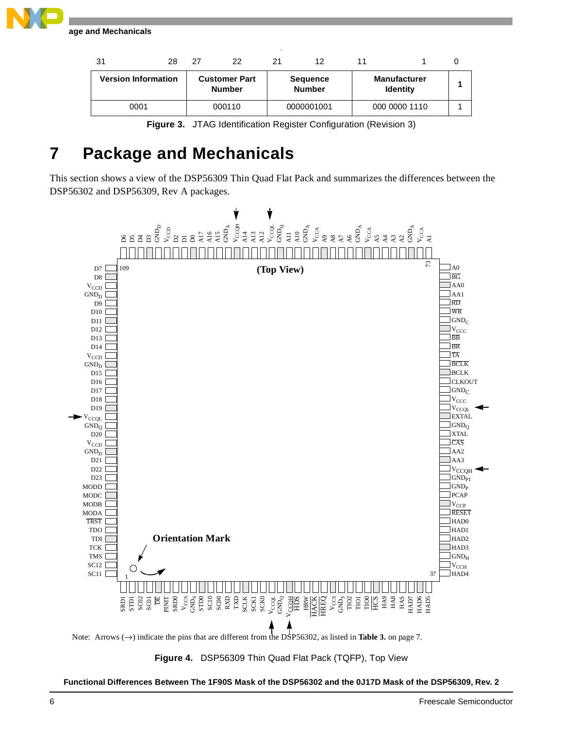| 31 – 28 | 27 – 22 | 21 – 12 | 11 – 1 | 0 |
|---|---|---|---|---|
| **Version Information** | **Customer Part Number** | **Sequence Number** | **Manufacturer Identity** | **1** |
| 0001 | 000110 | 0000001001 | 000 0000 1110 | 1 |

**Figure 3.** JTAG Identification Register Configuration (Revision 3)

# 7 Package and Mechanicals

This section shows a view of the DSP56309 Thin Quad Flat Pack and summarizes the differences between the DSP56302 and DSP56309, Rev A packages.

Note: Arrows (→) indicate the pins that are different from the DSP56302, as listed in **Table 3.** on page 7.

**Figure 4.** DSP56309 Thin Quad Flat Pack (TQFP), Top View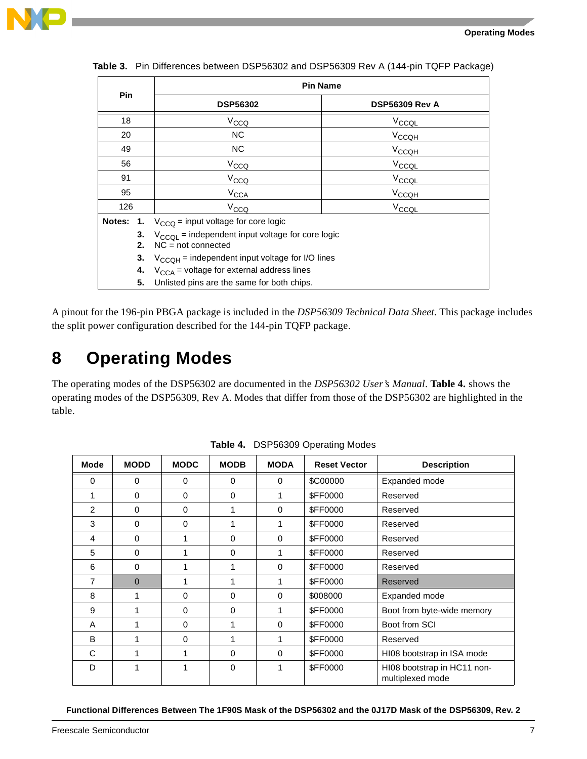**Table 3.** Pin Differences between DSP56302 and DSP56309 Rev A (144-pin TQFP Package)

| Pin | Pin Name | |
|---|---|---|
| | DSP56302 | DSP56309 Rev A |
| 18 | $V_{CCQ}$ | $V_{CCQL}$ |
| 20 | NC | $V_{CCQH}$ |
| 49 | NC | $V_{CCQH}$ |
| 56 | $V_{CCQ}$ | $V_{CCQL}$ |
| 91 | $V_{CCQ}$ | $V_{CCQL}$ |
| 95 | $V_{CCA}$ | $V_{CCQH}$ |
| 126 | $V_{CCQ}$ | $V_{CCQL}$ |

**Notes:**
1. $V_{CCQ}$ = input voltage for core logic
3. $V_{CCQL}$ = independent input voltage for core logic
2. NC = not connected
3. $V_{CCQH}$ = independent input voltage for I/O lines
4. $V_{CCA}$ = voltage for external address lines
5. Unlisted pins are the same for both chips.

A pinout for the 196-pin PBGA package is included in the *DSP56309 Technical Data Sheet.* This package includes the split power configuration described for the 144-pin TQFP package.

# 8 Operating Modes

The operating modes of the DSP56302 are documented in the *DSP56302 User's Manual*. **Table 4.** shows the operating modes of the DSP56309, Rev A. Modes that differ from those of the DSP56302 are highlighted in the table.

**Table 4.** DSP56309 Operating Modes

| Mode | MODD | MODC | MODB | MODA | Reset Vector | Description |
|---|---|---|---|---|---|---|
| 0 | 0 | 0 | 0 | 0 | $C00000 | Expanded mode |
| 1 | 0 | 0 | 0 | 1 | $FF0000 | Reserved |
| 2 | 0 | 0 | 1 | 0 | $FF0000 | Reserved |
| 3 | 0 | 0 | 1 | 1 | $FF0000 | Reserved |
| 4 | 0 | 1 | 0 | 0 | $FF0000 | Reserved |
| 5 | 0 | 1 | 0 | 1 | $FF0000 | Reserved |
| 6 | 0 | 1 | 1 | 0 | $FF0000 | Reserved |
| 7 | 0 | 1 | 1 | 1 | $FF0000 | Reserved |
| 8 | 1 | 0 | 0 | 0 | $008000 | Expanded mode |
| 9 | 1 | 0 | 0 | 1 | $FF0000 | Boot from byte-wide memory |
| A | 1 | 0 | 1 | 0 | $FF0000 | Boot from SCI |
| B | 1 | 0 | 1 | 1 | $FF0000 | Reserved |
| C | 1 | 1 | 0 | 0 | $FF0000 | HI08 bootstrap in ISA mode |
| D | 1 | 1 | 0 | 1 | $FF0000 | HI08 bootstrap in HC11 non-multiplexed mode |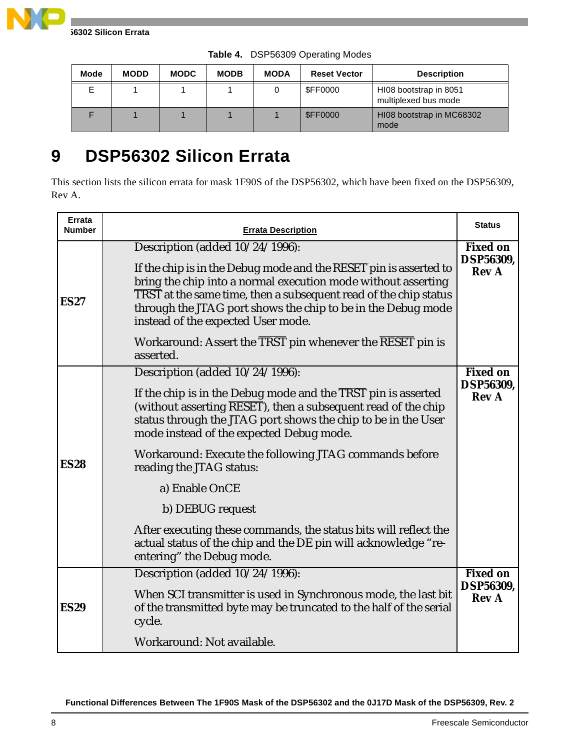**Table 4.** DSP56309 Operating Modes

| Mode | MODD | MODC | MODB | MODA | Reset Vector | Description |
|---|---|---|---|---|---|---|
| E | 1 | 1 | 1 | 0 | $FF0000 | HI08 bootstrap in 8051 multiplexed bus mode |
| F | 1 | 1 | 1 | 1 | $FF0000 | HI08 bootstrap in MC68302 mode |

# 9 DSP56302 Silicon Errata

This section lists the silicon errata for mask 1F90S of the DSP56302, which have been fixed on the DSP56309, Rev A.

| Errata Number | Errata Description | Status |
|---|---|---|
| **ES27** | Description (added 10/24/1996):<br><br>If the chip is in the Debug mode and the $\overline{\text{RESET}}$ pin is asserted to bring the chip into a normal execution mode without asserting $\overline{\text{TRST}}$ at the same time, then a subsequent read of the chip status through the JTAG port shows the chip to be in the Debug mode instead of the expected User mode.<br><br>Workaround: Assert the $\overline{\text{TRST}}$ pin whenever the $\overline{\text{RESET}}$ pin is asserted. | **Fixed on DSP56309, Rev A** |
| **ES28** | Description (added 10/24/1996):<br><br>If the chip is in the Debug mode and the $\overline{\text{TRST}}$ pin is asserted (without asserting $\overline{\text{RESET}}$), then a subsequent read of the chip status through the JTAG port shows the chip to be in the User mode instead of the expected Debug mode.<br><br>Workaround: Execute the following JTAG commands before reading the JTAG status:<br><br>a) Enable OnCE<br><br>b) DEBUG request<br><br>After executing these commands, the status bits will reflect the actual status of the chip and the $\overline{\text{DE}}$ pin will acknowledge "re-entering" the Debug mode. | **Fixed on DSP56309, Rev A** |
| **ES29** | Description (added 10/24/1996):<br><br>When SCI transmitter is used in Synchronous mode, the last bit of the transmitted byte may be truncated to the half of the serial cycle.<br><br>Workaround: Not available. | **Fixed on DSP56309, Rev A** |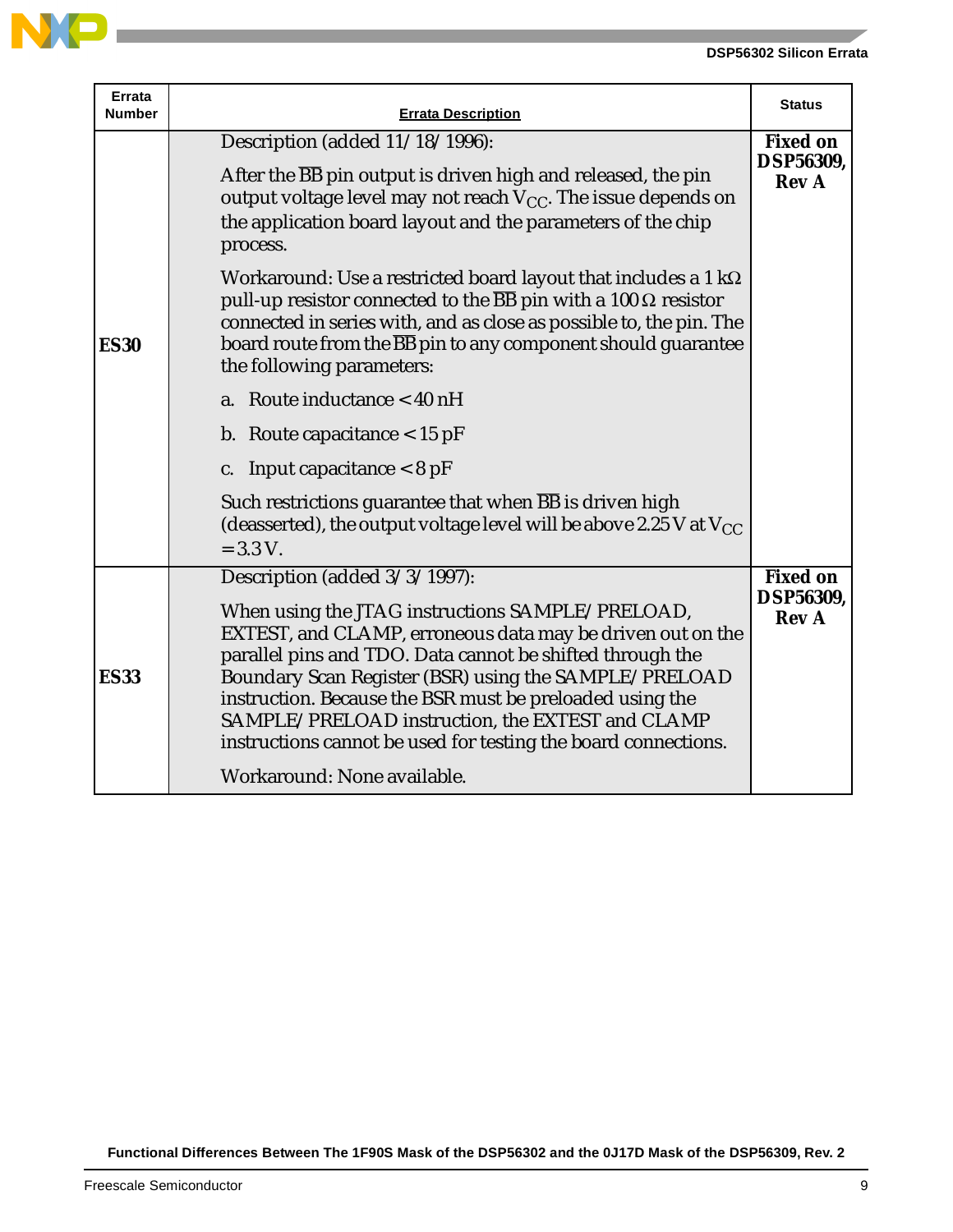| Errata Number | Errata Description | Status |
|---|---|---|
| **ES30** | Description (added 11/18/1996):<br><br>After the $\overline{BB}$ pin output is driven high and released, the pin output voltage level may not reach $V_{CC}$. The issue depends on the application board layout and the parameters of the chip process.<br><br>Workaround: Use a restricted board layout that includes a 1 kΩ pull-up resistor connected to the $\overline{BB}$ pin with a 100 Ω resistor connected in series with, and as close as possible to, the pin. The board route from the $\overline{BB}$ pin to any component should guarantee the following parameters:<br><br>a. Route inductance < 40 nH<br><br>b. Route capacitance < 15 pF<br><br>c. Input capacitance < 8 pF<br><br>Such restrictions guarantee that when $\overline{BB}$ is driven high (deasserted), the output voltage level will be above 2.25 V at $V_{CC}$ = 3.3 V. | **Fixed on DSP56309, Rev A** |
| **ES33** | Description (added 3/3/1997):<br><br>When using the JTAG instructions SAMPLE/PRELOAD, EXTEST, and CLAMP, erroneous data may be driven out on the parallel pins and TDO. Data cannot be shifted through the Boundary Scan Register (BSR) using the SAMPLE/PRELOAD instruction. Because the BSR must be preloaded using the SAMPLE/PRELOAD instruction, the EXTEST and CLAMP instructions cannot be used for testing the board connections.<br><br>Workaround: None available. | **Fixed on DSP56309, Rev A** |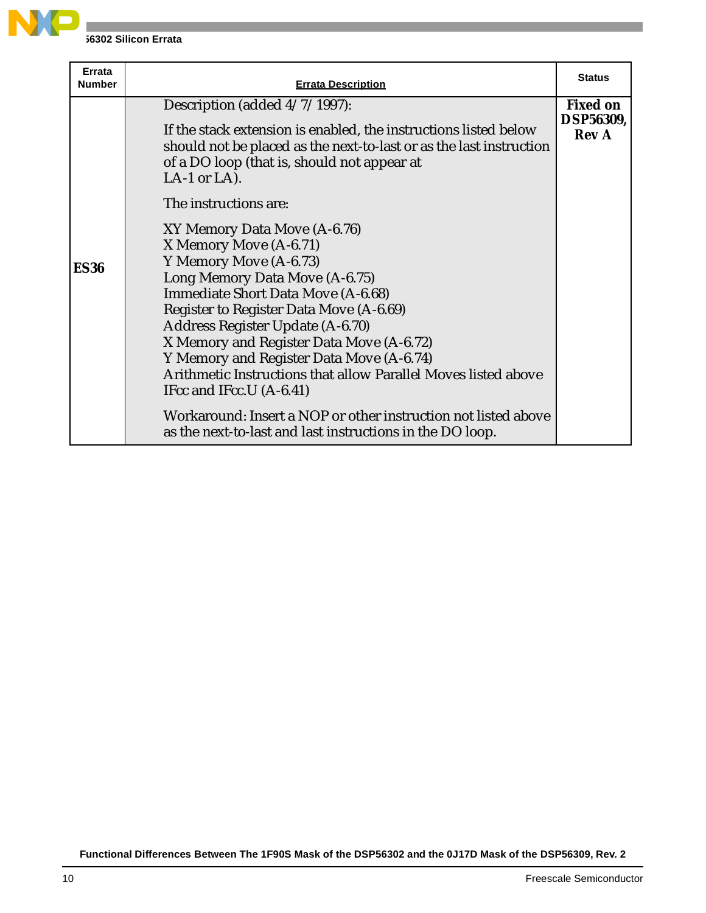| Errata Number | Errata Description | Status |
|---|---|---|
| **ES36** | Description (added 4/7/1997):<br><br>If the stack extension is enabled, the instructions listed below should not be placed as the next-to-last or as the last instruction of a DO loop (that is, should not appear at LA-1 or LA).<br><br>The instructions are:<br><br>XY Memory Data Move (A-6.76)<br>X Memory Move (A-6.71)<br>Y Memory Move (A-6.73)<br>Long Memory Data Move (A-6.75)<br>Immediate Short Data Move (A-6.68)<br>Register to Register Data Move (A-6.69)<br>Address Register Update (A-6.70)<br>X Memory and Register Data Move (A-6.72)<br>Y Memory and Register Data Move (A-6.74)<br>Arithmetic Instructions that allow Parallel Moves listed above<br>IFcc and IFcc.U (A-6.41)<br><br>Workaround: Insert a NOP or other instruction not listed above as the next-to-last and last instructions in the DO loop. | **Fixed on DSP56309, Rev A** |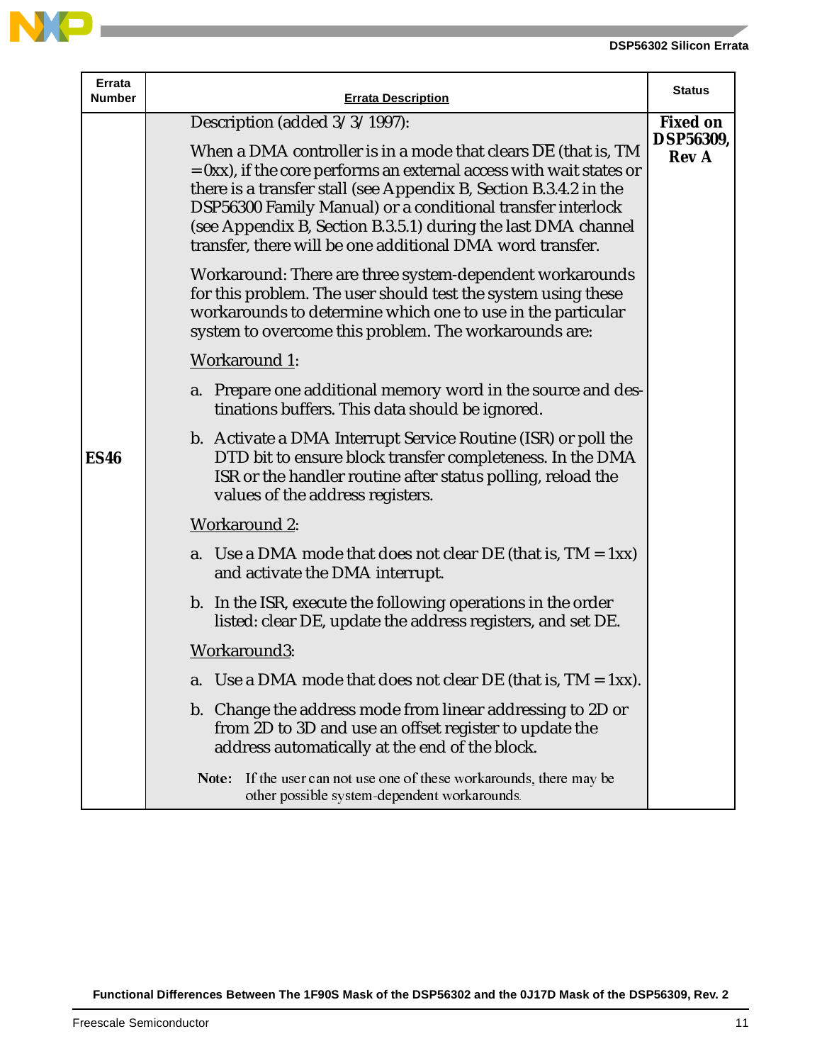| Errata Number | Errata Description | Status |
|---|---|---|
| **ES46** | Description (added 3/3/1997):<br><br>When a DMA controller is in a mode that clears $\overline{DE}$ (that is, TM = 0xx), if the core performs an external access with wait states or there is a transfer stall (see Appendix B, Section B.3.4.2 in the DSP56300 Family Manual) or a conditional transfer interlock (see Appendix B, Section B.3.5.1) during the last DMA channel transfer, there will be one additional DMA word transfer.<br><br>Workaround: There are three system-dependent workarounds for this problem. The user should test the system using these workarounds to determine which one to use in the particular system to overcome this problem. The workarounds are:<br><br><u>Workaround 1</u>:<br><br>a. Prepare one additional memory word in the source and destinations buffers. This data should be ignored.<br><br>b. Activate a DMA Interrupt Service Routine (ISR) or poll the DTD bit to ensure block transfer completeness. In the DMA ISR or the handler routine after status polling, reload the values of the address registers.<br><br><u>Workaround 2</u>:<br><br>a. Use a DMA mode that does not clear DE (that is, TM = 1xx) and activate the DMA interrupt.<br><br>b. In the ISR, execute the following operations in the order listed: clear DE, update the address registers, and set DE.<br><br><u>Workaround3</u>:<br><br>a. Use a DMA mode that does not clear DE (that is, TM = 1xx).<br><br>b. Change the address mode from linear addressing to 2D or from 2D to 3D and use an offset register to update the address automatically at the end of the block.<br><br>**Note:** If the user can not use one of these workarounds, there may be other possible system-dependent workarounds. | **Fixed on DSP56309, Rev A** |

**Functional Differences Between The 1F90S Mask of the DSP56302 and the 0J17D Mask of the DSP56309, Rev. 2**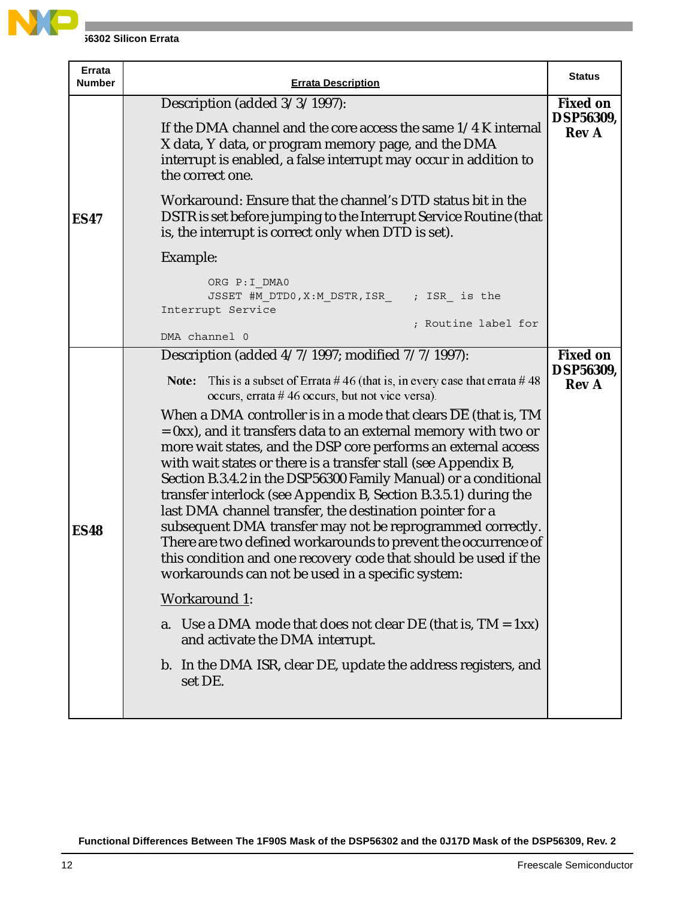| Errata Number | Errata Description | Status |
|---|---|---|
| ES47 | Description (added 3/3/1997):<br><br>If the DMA channel and the core access the same 1/4 K internal X data, Y data, or program memory page, and the DMA interrupt is enabled, a false interrupt may occur in addition to the correct one.<br><br>Workaround: Ensure that the channel's DTD status bit in the DSTR is set before jumping to the Interrupt Service Routine (that is, the interrupt is correct only when DTD is set).<br><br>Example:<br><br>`ORG P:I_DMA0`<br>`JSSET #M_DTD0,X:M_DSTR,ISR_ ; ISR_ is the Interrupt Service`<br>`; Routine label for DMA channel 0` | Fixed on DSP56309, Rev A |
| ES48 | Description (added 4/7/1997; modified 7/7/1997):<br><br>**Note:** This is a subset of Errata # 46 (that is, in every case that errata # 48 occurs, errata # 46 occurs, but not vice versa).<br><br>When a DMA controller is in a mode that clears $\overline{DE}$ (that is, TM = 0xx), and it transfers data to an external memory with two or more wait states, and the DSP core performs an external access with wait states or there is a transfer stall (see Appendix B, Section B.3.4.2 in the DSP56300 Family Manual) or a conditional transfer interlock (see Appendix B, Section B.3.5.1) during the last DMA channel transfer, the destination pointer for a subsequent DMA transfer may not be reprogrammed correctly. There are two defined workarounds to prevent the occurrence of this condition and one recovery code that should be used if the workarounds can not be used in a specific system:<br><br>Workaround 1:<br><br>a. Use a DMA mode that does not clear DE (that is, TM = 1xx) and activate the DMA interrupt.<br><br>b. In the DMA ISR, clear DE, update the address registers, and set DE. | Fixed on DSP56309, Rev A |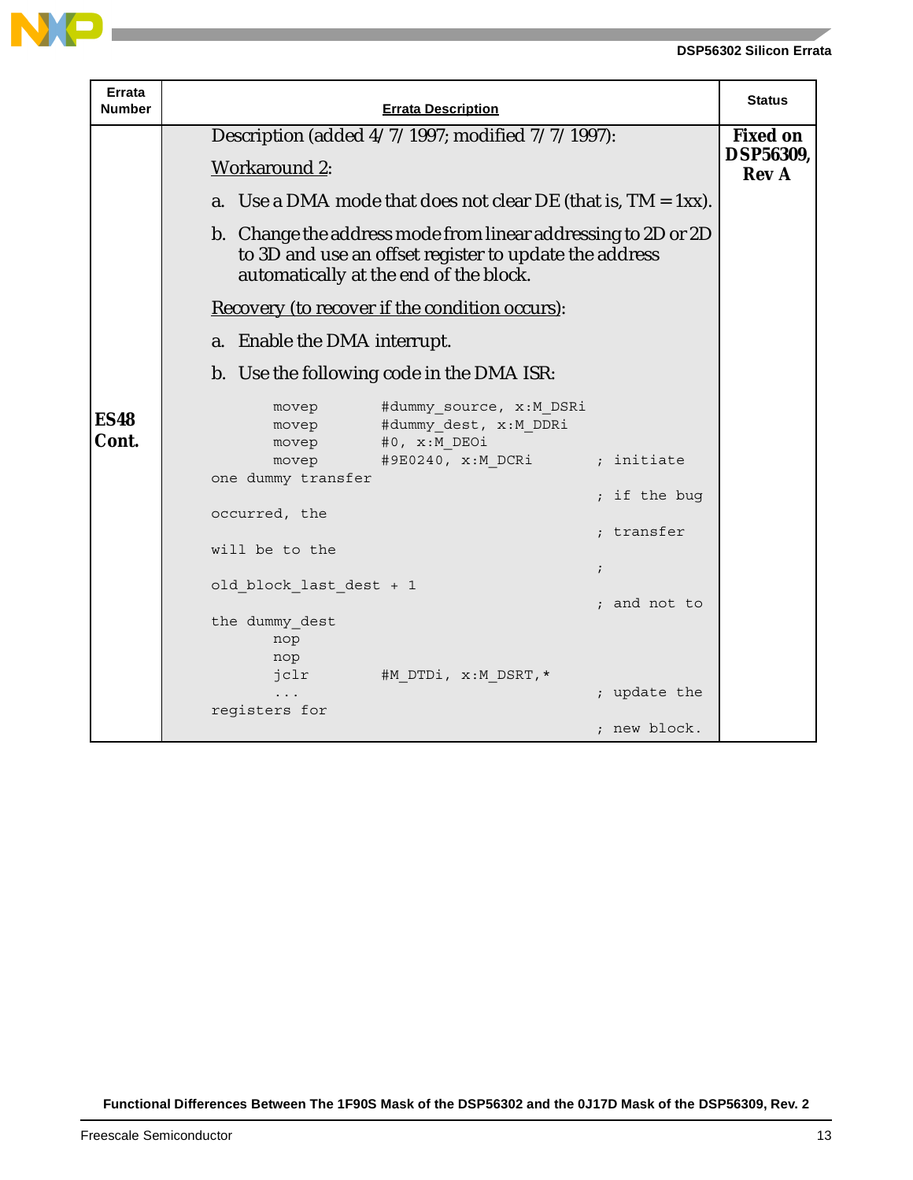| Errata Number | Errata Description | Status |
|---|---|---|
| **ES48 Cont.** | Description (added 4/7/1997; modified 7/7/1997):<br><br><u>Workaround 2</u>:<br><br>a. Use a DMA mode that does not clear DE (that is, TM = 1xx).<br><br>b. Change the address mode from linear addressing to 2D or 2D to 3D and use an offset register to update the address automatically at the end of the block.<br><br><u>Recovery (to recover if the condition occurs)</u>:<br><br>a. Enable the DMA interrupt.<br><br>b. Use the following code in the DMA ISR:<br><br>`movep #dummy_source, x:M_DSRi`<br>`movep #dummy_dest, x:M_DDRi`<br>`movep #0, x:M_DEOi`<br>`movep #9E0240, x:M_DCRi ; initiate one dummy transfer`<br>`; if the bug occurred, the`<br>`; transfer will be to the`<br>`; old_block_last_dest + 1`<br>`; and not to the dummy_dest`<br>`nop`<br>`nop`<br>`jclr #M_DTDi, x:M_DSRT,*`<br>`... ; update the registers for`<br>`; new block.` | **Fixed on DSP56309, Rev A** |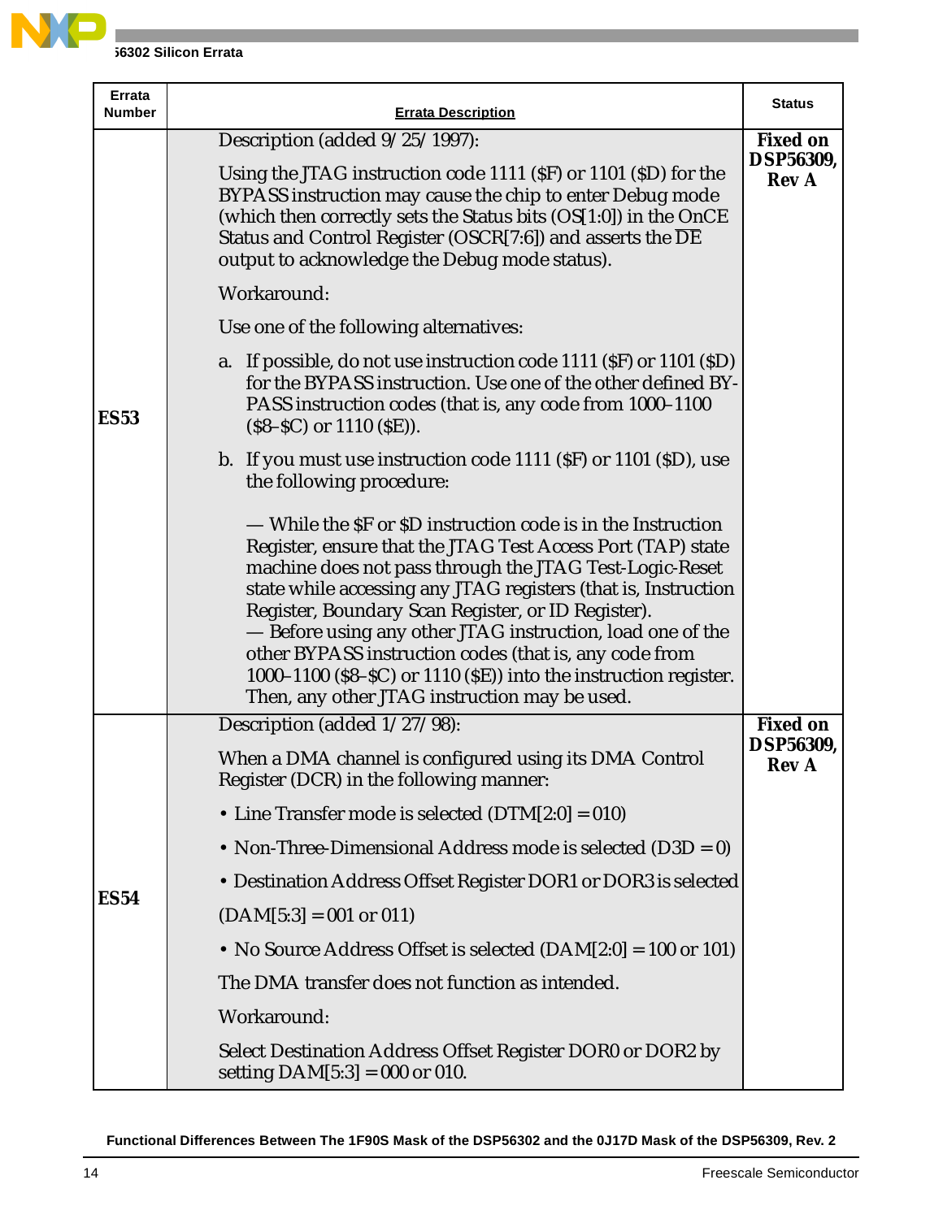| Errata Number | Errata Description | Status |
|---|---|---|
| **ES53** | Description (added 9/25/1997):<br><br>Using the JTAG instruction code 1111 ($F) or 1101 ($D) for the BYPASS instruction may cause the chip to enter Debug mode (which then correctly sets the Status bits (OS[1:0]) in the OnCE Status and Control Register (OSCR[7:6]) and asserts the $\overline{DE}$ output to acknowledge the Debug mode status).<br><br>Workaround:<br><br>Use one of the following alternatives:<br><br>a. If possible, do not use instruction code 1111 ($F) or 1101 ($D) for the BYPASS instruction. Use one of the other defined BYPASS instruction codes (that is, any code from 1000–1100 ($8–$C) or 1110 ($E)).<br><br>b. If you must use instruction code 1111 ($F) or 1101 ($D), use the following procedure:<br><br>— While the $F or $D instruction code is in the Instruction Register, ensure that the JTAG Test Access Port (TAP) state machine does not pass through the JTAG Test-Logic-Reset state while accessing any JTAG registers (that is, Instruction Register, Boundary Scan Register, or ID Register).<br>— Before using any other JTAG instruction, load one of the other BYPASS instruction codes (that is, any code from 1000–1100 ($8–$C) or 1110 ($E)) into the instruction register. Then, any other JTAG instruction may be used. | **Fixed on DSP56309, Rev A** |
| **ES54** | Description (added 1/27/98):<br><br>When a DMA channel is configured using its DMA Control Register (DCR) in the following manner:<br><br>• Line Transfer mode is selected (DTM[2:0] = 010)<br><br>• Non-Three-Dimensional Address mode is selected (D3D = 0)<br><br>• Destination Address Offset Register DOR1 or DOR3 is selected<br><br>(DAM[5:3] = 001 or 011)<br><br>• No Source Address Offset is selected (DAM[2:0] = 100 or 101)<br><br>The DMA transfer does not function as intended.<br><br>Workaround:<br><br>Select Destination Address Offset Register DOR0 or DOR2 by setting DAM[5:3] = 000 or 010. | **Fixed on DSP56309, Rev A** |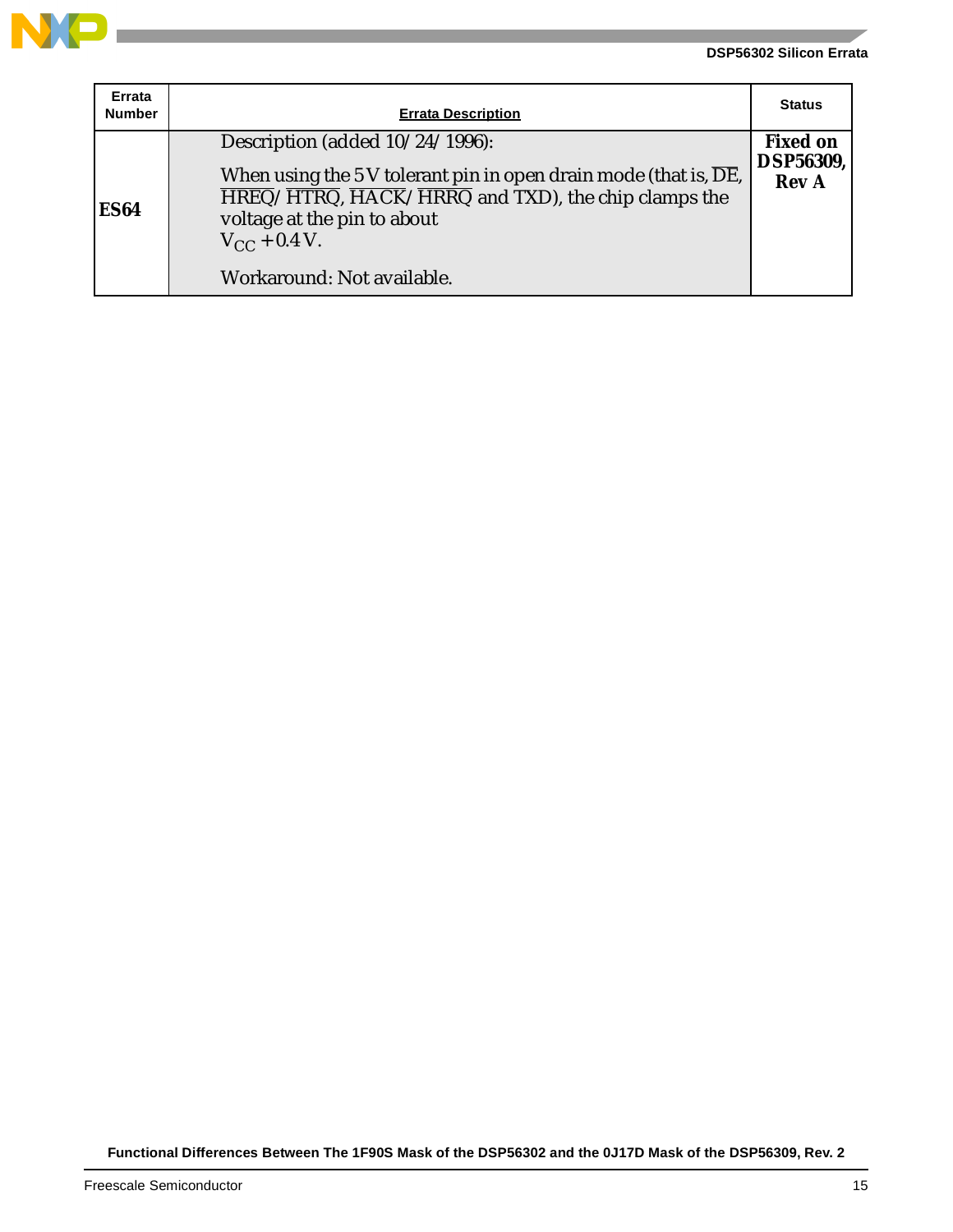| Errata Number | Errata Description | Status |
|---|---|---|
| **ES64** | Description (added 10/24/1996):<br><br>When using the 5 V tolerant pin in open drain mode (that is, $\overline{DE}$, $\overline{HREQ}$/$\overline{HTRQ}$, $\overline{HACK}$/$\overline{HRRQ}$ and TXD), the chip clamps the voltage at the pin to about $V_{CC}$ + 0.4 V.<br><br>Workaround: Not available. | **Fixed on DSP56309, Rev A** |

**Functional Differences Between The 1F90S Mask of the DSP56302 and the 0J17D Mask of the DSP56309, Rev. 2**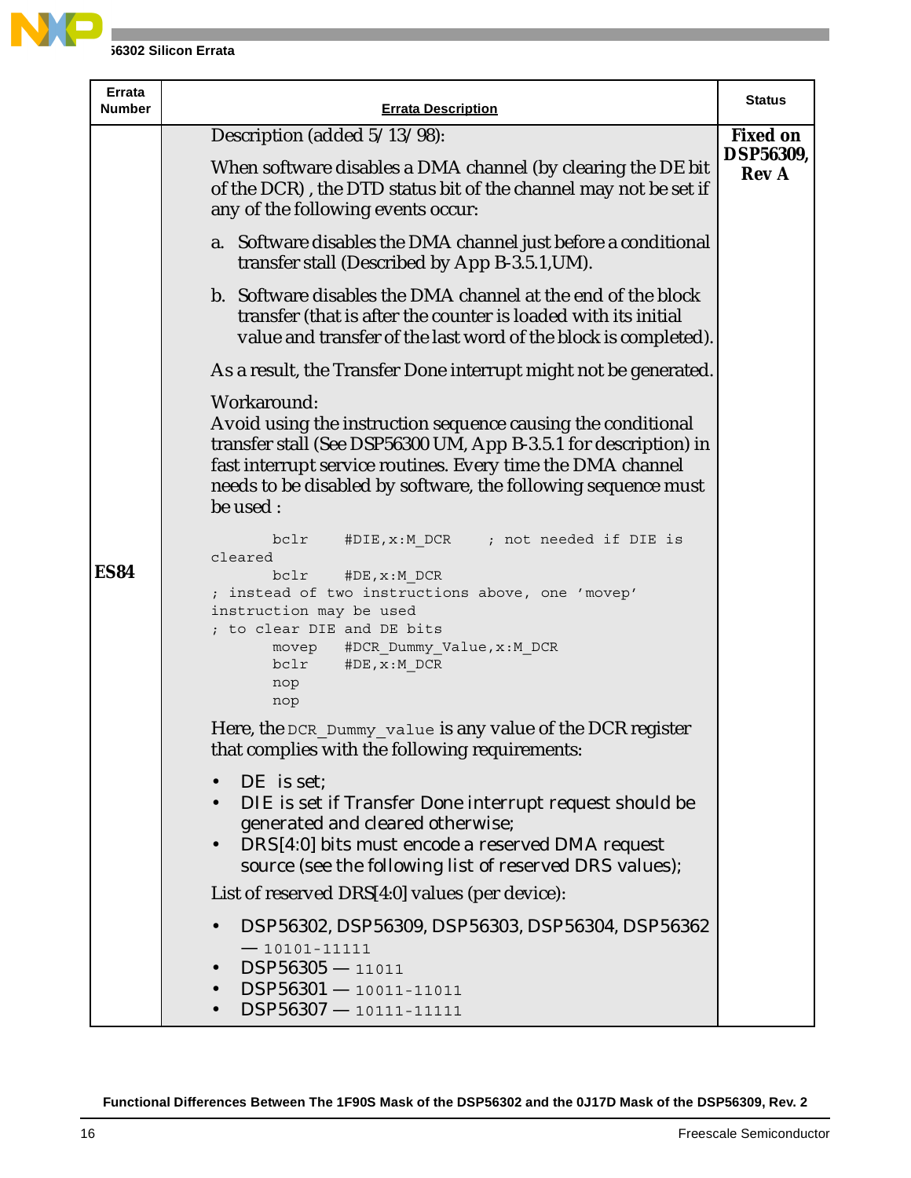| Errata Number | Errata Description | Status |
|---|---|---|
| **ES84** | Description (added 5/13/98):<br><br>When software disables a DMA channel (by clearing the DE bit of the DCR) , the DTD status bit of the channel may not be set if any of the following events occur:<br><br>a. Software disables the DMA channel just before a conditional transfer stall (Described by App B-3.5.1,UM).<br><br>b. Software disables the DMA channel at the end of the block transfer (that is after the counter is loaded with its initial value and transfer of the last word of the block is completed).<br><br>As a result, the Transfer Done interrupt might not be generated.<br><br>Workaround:<br>Avoid using the instruction sequence causing the conditional transfer stall (See DSP56300 UM, App B-3.5.1 for description) in fast interrupt service routines. Every time the DMA channel needs to be disabled by software, the following sequence must be used :<br><br>`bclr #DIE,x:M_DCR ; not needed if DIE is cleared`<br>`bclr #DE,x:M_DCR`<br>`; instead of two instructions above, one 'movep' instruction may be used`<br>`; to clear DIE and DE bits`<br>`movep #DCR_Dummy_Value,x:M_DCR`<br>`bclr #DE,x:M_DCR`<br>`nop`<br>`nop`<br><br>Here, the `DCR_Dummy_value` is any value of the DCR register that complies with the following requirements:<br><br>• DE is set;<br>• DIE is set if Transfer Done interrupt request should be generated and cleared otherwise;<br>• DRS[4:0] bits must encode a reserved DMA request source (see the following list of reserved DRS values);<br><br>List of reserved DRS[4:0] values (per device):<br><br>• DSP56302, DSP56309, DSP56303, DSP56304, DSP56362 — `10101-11111`<br>• DSP56305 — `11011`<br>• DSP56301 — `10011-11011`<br>• DSP56307 — `10111-11111` | **Fixed on DSP56309, Rev A** |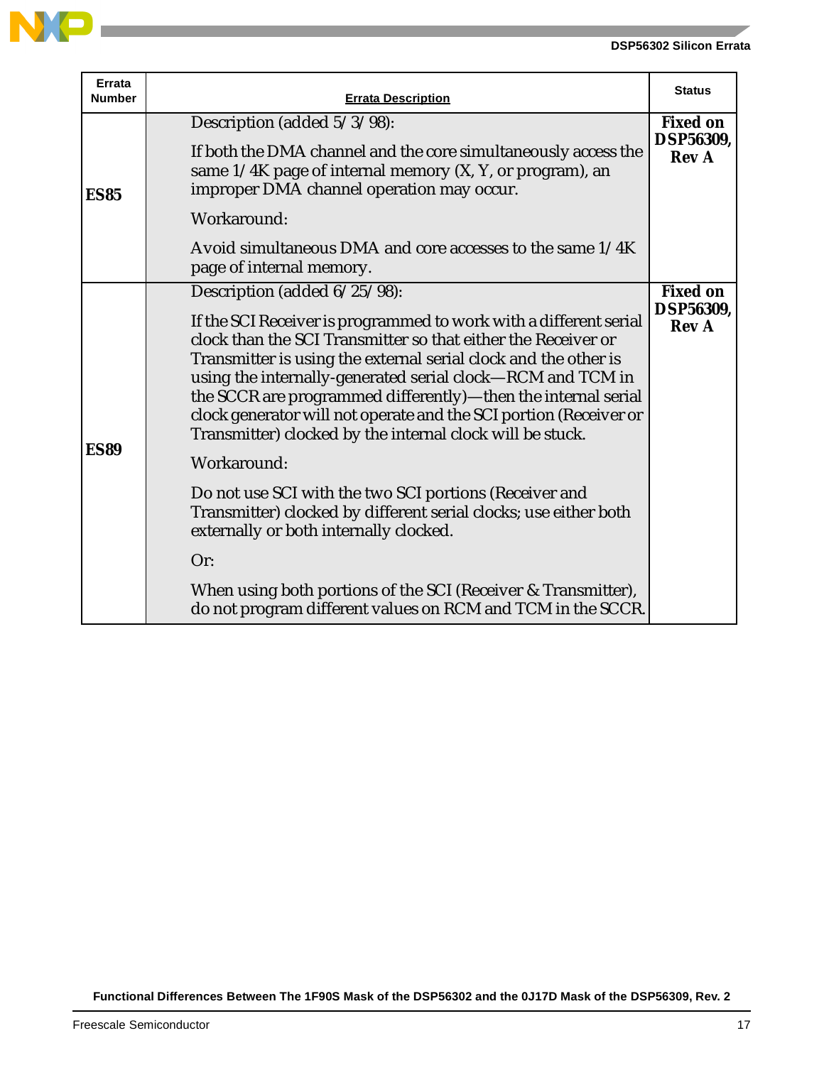| Errata Number | Errata Description | Status |
|---|---|---|
| **ES85** | Description (added 5/3/98):<br><br>If both the DMA channel and the core simultaneously access the same 1/4K page of internal memory (X, Y, or program), an improper DMA channel operation may occur.<br><br>Workaround:<br><br>Avoid simultaneous DMA and core accesses to the same 1/4K page of internal memory. | **Fixed on DSP56309, Rev A** |
| **ES89** | Description (added 6/25/98):<br><br>If the SCI Receiver is programmed to work with a different serial clock than the SCI Transmitter so that either the Receiver or Transmitter is using the external serial clock and the other is using the internally-generated serial clock—RCM and TCM in the SCCR are programmed differently)—then the internal serial clock generator will not operate and the SCI portion (Receiver or Transmitter) clocked by the internal clock will be stuck.<br><br>Workaround:<br><br>Do not use SCI with the two SCI portions (Receiver and Transmitter) clocked by different serial clocks; use either both externally or both internally clocked.<br><br>Or:<br><br>When using both portions of the SCI (Receiver & Transmitter), do not program different values on RCM and TCM in the SCCR. | **Fixed on DSP56309, Rev A** |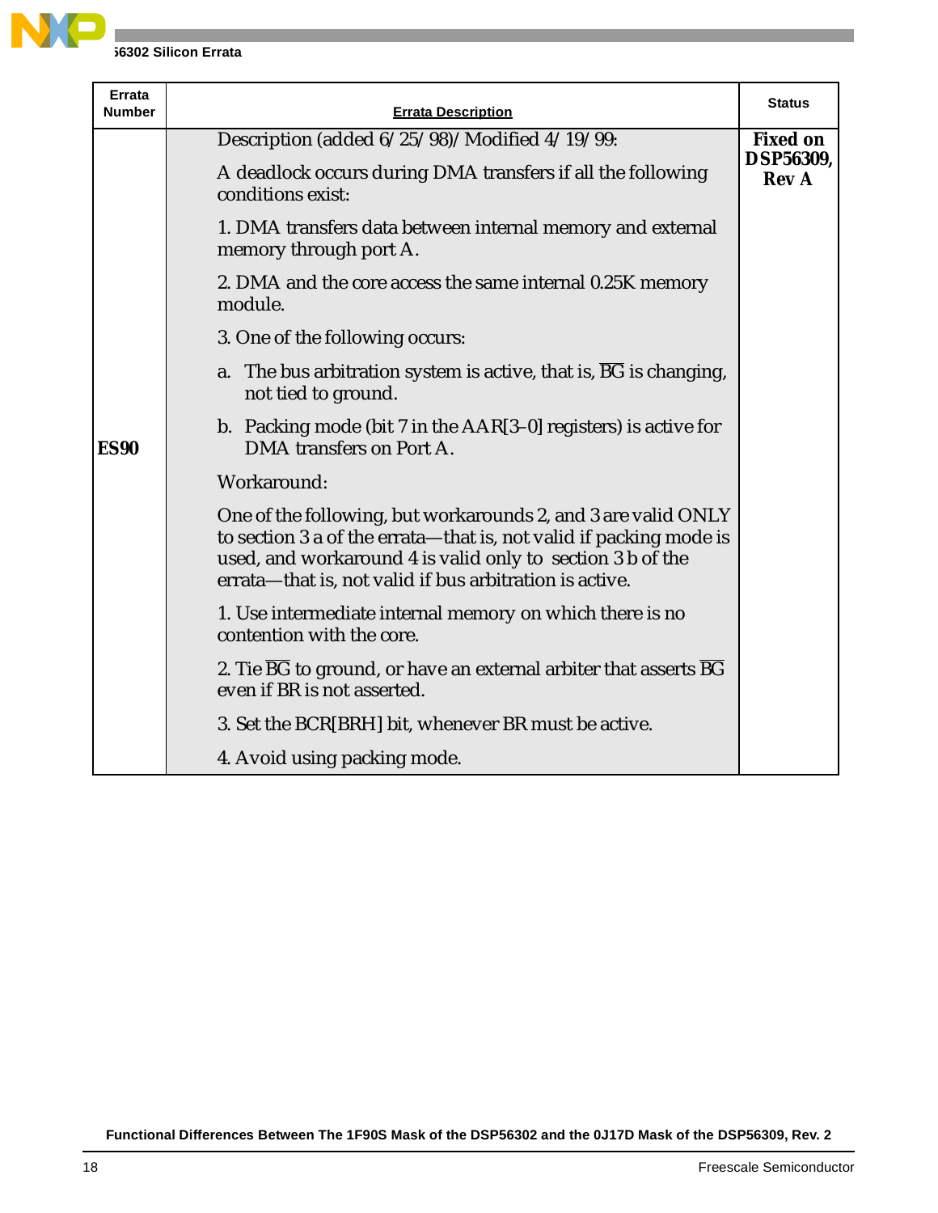| Errata Number | Errata Description | Status |
|---|---|---|
| **ES90** | Description (added 6/25/98)/Modified 4/19/99:<br><br>A deadlock occurs during DMA transfers if all the following conditions exist:<br><br>1. DMA transfers data between internal memory and external memory through port A.<br><br>2. DMA and the core access the same internal 0.25K memory module.<br><br>3. One of the following occurs:<br><br>a. The bus arbitration system is active, that is, $\overline{BG}$ is changing, not tied to ground.<br><br>b. Packing mode (bit 7 in the AAR[3–0] registers) is active for DMA transfers on Port A.<br><br>Workaround:<br><br>One of the following, but workarounds 2, and 3 are valid ONLY to section 3 a of the errata—that is, not valid if packing mode is used, and workaround 4 is valid only to section 3 b of the errata—that is, not valid if bus arbitration is active.<br><br>1. Use intermediate internal memory on which there is no contention with the core.<br><br>2. Tie $\overline{BG}$ to ground, or have an external arbiter that asserts $\overline{BG}$ even if BR is not asserted.<br><br>3. Set the BCR[BRH] bit, whenever BR must be active.<br><br>4. Avoid using packing mode. | **Fixed on DSP56309, Rev A** |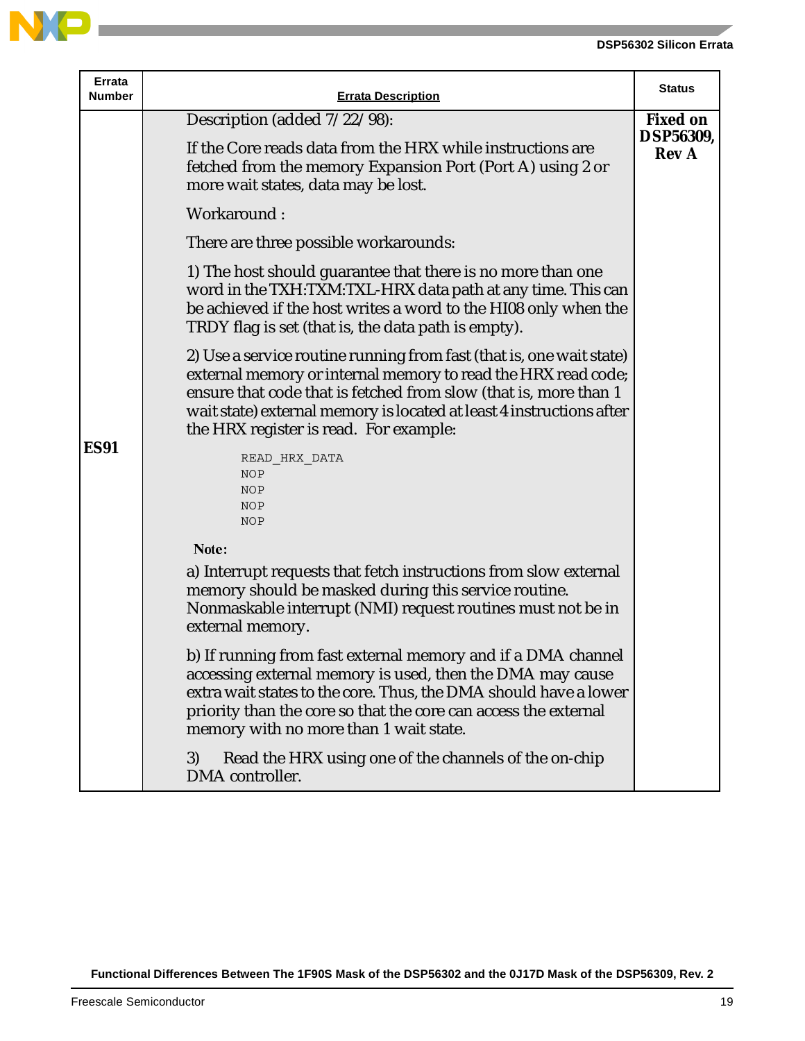| Errata Number | Errata Description | Status |
|---|---|---|
| **ES91** | Description (added 7/22/98):<br><br>If the Core reads data from the HRX while instructions are fetched from the memory Expansion Port (Port A) using 2 or more wait states, data may be lost.<br><br>Workaround :<br><br>There are three possible workarounds:<br><br>1) The host should guarantee that there is no more than one word in the TXH:TXM:TXL-HRX data path at any time. This can be achieved if the host writes a word to the HI08 only when the TRDY flag is set (that is, the data path is empty).<br><br>2) Use a service routine running from fast (that is, one wait state) external memory or internal memory to read the HRX read code; ensure that code that is fetched from slow (that is, more than 1 wait state) external memory is located at least 4 instructions after the HRX register is read. For example:<br><br>`READ_HRX_DATA`<br>`NOP`<br>`NOP`<br>`NOP`<br>`NOP`<br><br>**Note:**<br><br>a) Interrupt requests that fetch instructions from slow external memory should be masked during this service routine. Nonmaskable interrupt (NMI) request routines must not be in external memory.<br><br>b) If running from fast external memory and if a DMA channel accessing external memory is used, then the DMA may cause extra wait states to the core. Thus, the DMA should have a lower priority than the core so that the core can access the external memory with no more than 1 wait state.<br><br>3) Read the HRX using one of the channels of the on-chip DMA controller. | **Fixed on DSP56309, Rev A** |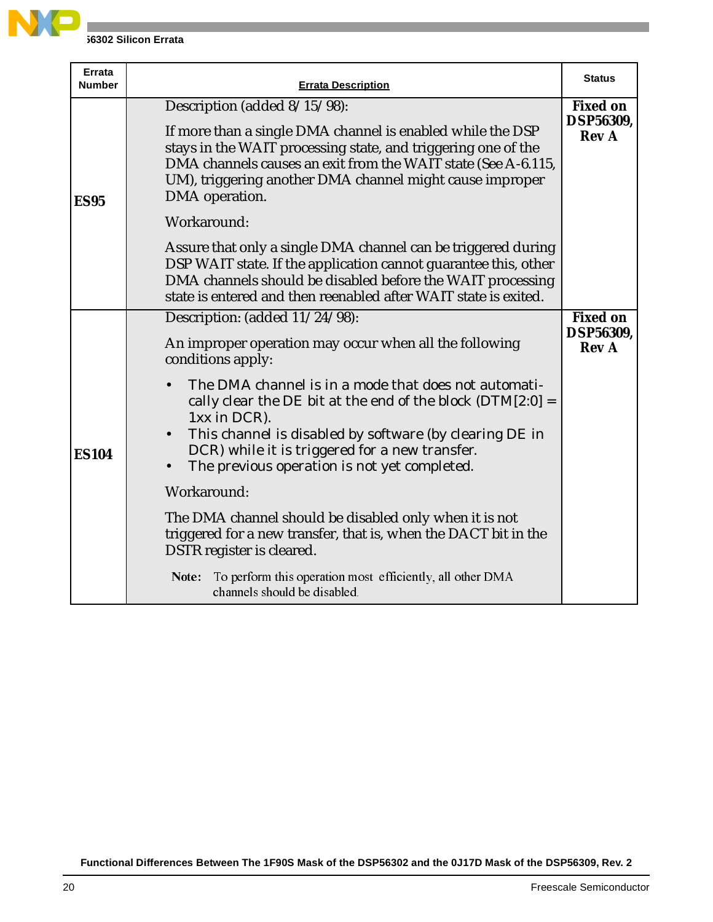| Errata Number | Errata Description | Status |
|---|---|---|
| **ES95** | Description (added 8/15/98):<br><br>If more than a single DMA channel is enabled while the DSP stays in the WAIT processing state, and triggering one of the DMA channels causes an exit from the WAIT state (See A-6.115, UM), triggering another DMA channel might cause improper DMA operation.<br><br>Workaround:<br><br>Assure that only a single DMA channel can be triggered during DSP WAIT state. If the application cannot guarantee this, other DMA channels should be disabled before the WAIT processing state is entered and then reenabled after WAIT state is exited. | **Fixed on DSP56309, Rev A** |
| **ES104** | Description: (added 11/24/98):<br><br>An improper operation may occur when all the following conditions apply:<br><br>• The DMA channel is in a mode that does not automatically clear the DE bit at the end of the block (DTM[2:0] = 1xx in DCR).<br>• This channel is disabled by software (by clearing DE in DCR) while it is triggered for a new transfer.<br>• The previous operation is not yet completed.<br><br>Workaround:<br><br>The DMA channel should be disabled only when it is not triggered for a new transfer, that is, when the DACT bit in the DSTR register is cleared.<br><br>**Note:** To perform this operation most efficiently, all other DMA channels should be disabled. | **Fixed on DSP56309, Rev A** |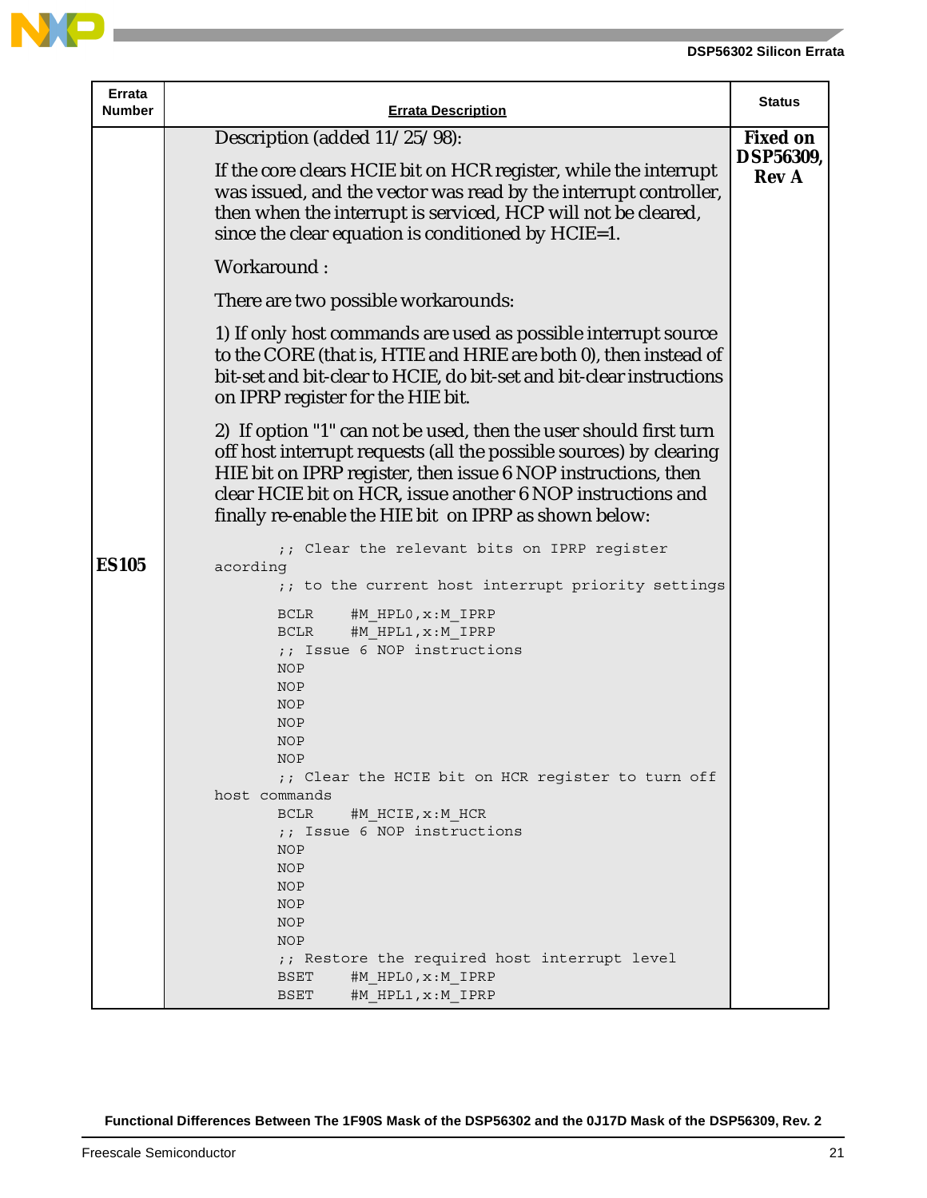| Errata Number | Errata Description | Status |
|---|---|---|
| **ES105** | Description (added 11/25/98):<br><br>If the core clears HCIE bit on HCR register, while the interrupt was issued, and the vector was read by the interrupt controller, then when the interrupt is serviced, HCP will not be cleared, since the clear equation is conditioned by HCIE=1.<br><br>Workaround :<br><br>There are two possible workarounds:<br><br>1) If only host commands are used as possible interrupt source to the CORE (that is, HTIE and HRIE are both 0), then instead of bit-set and bit-clear to HCIE, do bit-set and bit-clear instructions on IPRP register for the HIE bit.<br><br>2) If option "1" can not be used, then the user should first turn off host interrupt requests (all the possible sources) by clearing HIE bit on IPRP register, then issue 6 NOP instructions, then clear HCIE bit on HCR, issue another 6 NOP instructions and finally re-enable the HIE bit on IPRP as shown below:<br><br>`;; Clear the relevant bits on IPRP register acording`<br>`;; to the current host interrupt priority settings`<br>`BCLR #M_HPL0,x:M_IPRP`<br>`BCLR #M_HPL1,x:M_IPRP`<br>`;; Issue 6 NOP instructions`<br>`NOP`<br>`NOP`<br>`NOP`<br>`NOP`<br>`NOP`<br>`NOP`<br>`;; Clear the HCIE bit on HCR register to turn off host commands`<br>`BCLR #M_HCIE,x:M_HCR`<br>`;; Issue 6 NOP instructions`<br>`NOP`<br>`NOP`<br>`NOP`<br>`NOP`<br>`NOP`<br>`NOP`<br>`;; Restore the required host interrupt level`<br>`BSET #M_HPL0,x:M_IPRP`<br>`BSET #M_HPL1,x:M_IPRP` | **Fixed on DSP56309, Rev A** |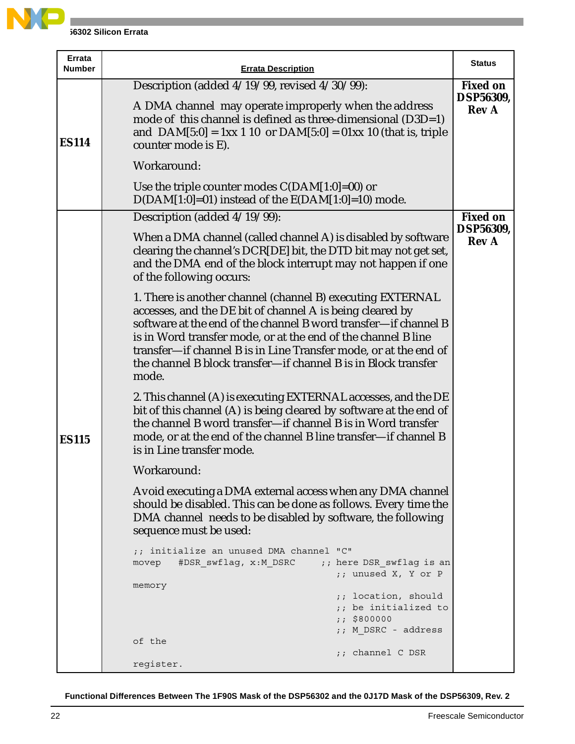| Errata Number | Errata Description | Status |
|---|---|---|
| **ES114** | Description (added 4/19/99, revised 4/30/99):<br><br>A DMA channel may operate improperly when the address mode of this channel is defined as three-dimensional (D3D=1) and DAM[5:0] = 1xx 1 10 or DAM[5:0] = 01xx 10 (that is, triple counter mode is E).<br><br>Workaround:<br><br>Use the triple counter modes C(DAM[1:0]=00) or D(DAM[1:0]=01) instead of the E(DAM[1:0]=10) mode. | **Fixed on DSP56309, Rev A** |
| **ES115** | Description (added 4/19/99):<br><br>When a DMA channel (called channel A) is disabled by software clearing the channel's DCR[DE] bit, the DTD bit may not get set, and the DMA end of the block interrupt may not happen if one of the following occurs:<br><br>1. There is another channel (channel B) executing EXTERNAL accesses, and the DE bit of channel A is being cleared by software at the end of the channel B word transfer—if channel B is in Word transfer mode, or at the end of the channel B line transfer—if channel B is in Line Transfer mode, or at the end of the channel B block transfer—if channel B is in Block transfer mode.<br><br>2. This channel (A) is executing EXTERNAL accesses, and the DE bit of this channel (A) is being cleared by software at the end of the channel B word transfer—if channel B is in Word transfer mode, or at the end of the channel B line transfer—if channel B is in Line transfer mode.<br><br>Workaround:<br><br>Avoid executing a DMA external access when any DMA channel should be disabled. This can be done as follows. Every time the DMA channel needs to be disabled by software, the following sequence must be used:<br><br>`;; initialize an unused DMA channel "C"`<br>`movep #DSR_swflag, x:M_DSRC ;; here DSR_swflag is an`<br>`;; unused X, Y or P memory`<br>`;; location, should`<br>`;; be initialized to`<br>`;; $800000`<br>`;; M_DSRC - address of the`<br>`;; channel C DSR register.` | **Fixed on DSP56309, Rev A** |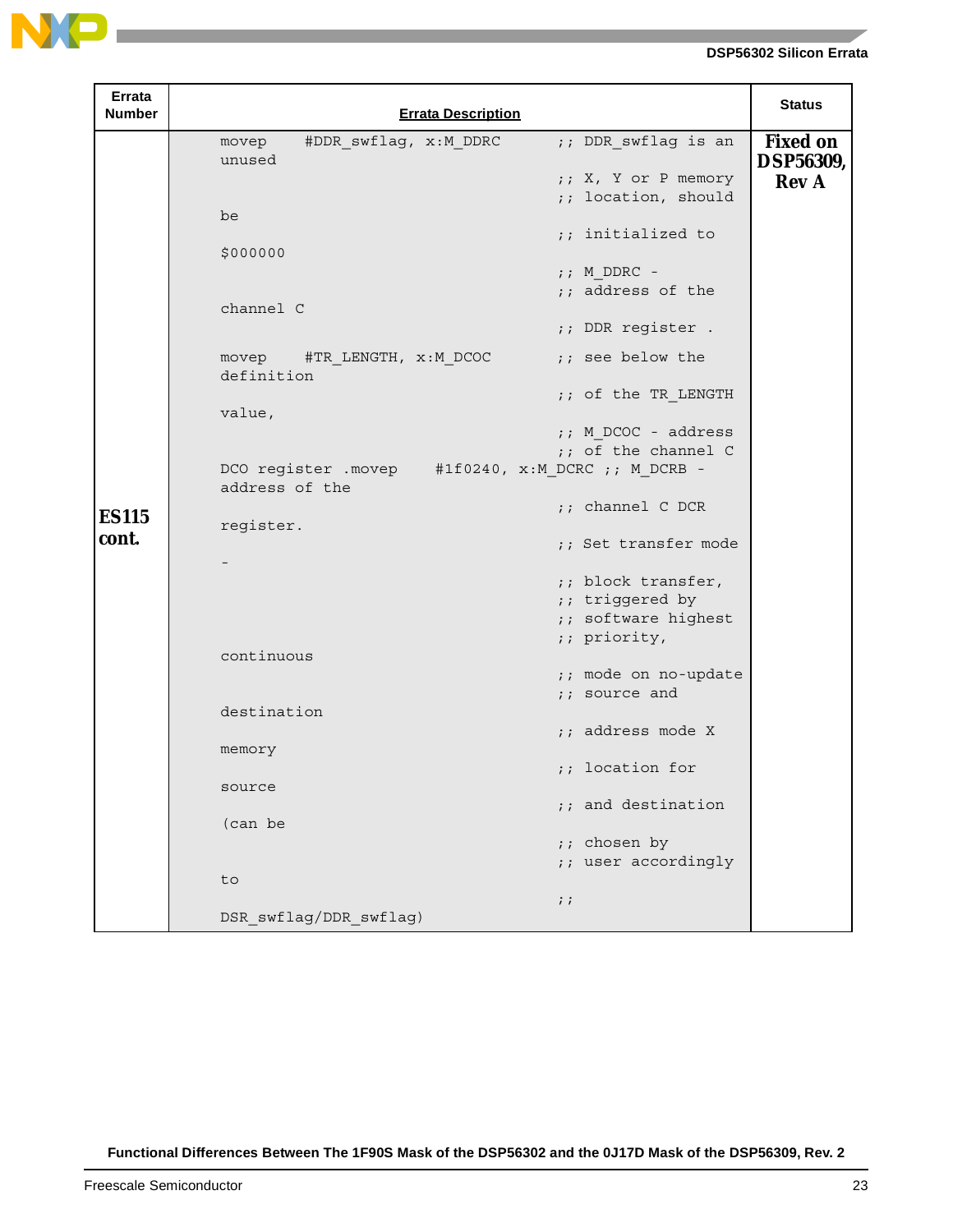| Errata Number | Errata Description | Status |
|---|---|---|
| **ES115 cont.** | <pre>movep    #DDR_swflag, x:M_DDRC      ;; DDR_swflag is an<br>unused<br>                                    ;; X, Y or P memory<br>                                    ;; location, should<br>be<br>                                    ;; initialized to<br>$000000<br>                                    ;; M_DDRC -<br>                                    ;; address of the<br>channel C<br>                                    ;; DDR register .<br>movep    #TR_LENGTH, x:M_DCOC       ;; see below the<br>definition<br>                                    ;; of the TR_LENGTH<br>value,<br>                                    ;; M_DCOC - address<br>                                    ;; of the channel C<br>DCO register .movep    #1f0240, x:M_DCRC ;; M_DCRB -<br>address of the<br>                                    ;; channel C DCR<br>register.<br>                                    ;; Set transfer mode<br>-<br>                                    ;; block transfer,<br>                                    ;; triggered by<br>                                    ;; software highest<br>                                    ;; priority,<br>continuous<br>                                    ;; mode on no-update<br>                                    ;; source and<br>destination<br>                                    ;; address mode X<br>memory<br>                                    ;; location for<br>source<br>                                    ;; and destination<br>(can be<br>                                    ;; chosen by<br>                                    ;; user accordingly<br>to<br>                                    ;;<br>DSR_swflag/DDR_swflag)</pre> | **Fixed on DSP56309, Rev A** |

Functional Differences Between The 1F90S Mask of the DSP56302 and the 0J17D Mask of the DSP56309, Rev. 2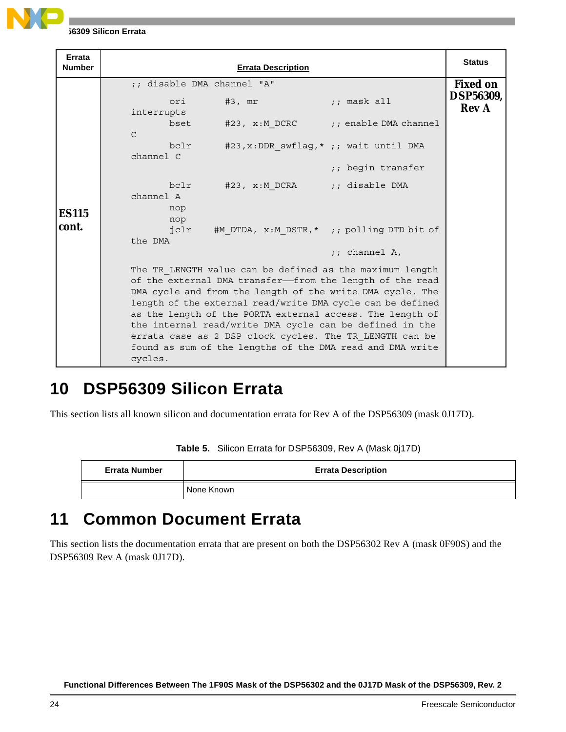| Errata Number | Errata Description | Status |
|---|---|---|
| ES115 cont. | ;; disable DMA channel "A"<br>      ori       #3, mr              ;; mask all interrupts<br>      bset      #23, x:M_DCRC       ;; enable DMA channel C<br>      bclr      #23,x:DDR_swflag,* ;; wait until DMA channel C<br>                                    ;; begin transfer<br>      bclr      #23, x:M_DCRA       ;; disable DMA channel A<br>      nop<br>      nop<br>      jclr    #M_DTDA, x:M_DSTR,*  ;; polling DTD bit of the DMA<br>                                    ;; channel A,<br><br>The TR_LENGTH value can be defined as the maximum length of the external DMA transfer—from the length of the read DMA cycle and from the length of the write DMA cycle. The length of the external read/write DMA cycle can be defined as the length of the PORTA external access. The length of the internal read/write DMA cycle can be defined in the errata case as 2 DSP clock cycles. The TR_LENGTH can be found as sum of the lengths of the DMA read and DMA write cycles. | Fixed on DSP56309, Rev A |

# 10 DSP56309 Silicon Errata

This section lists all known silicon and documentation errata for Rev A of the DSP56309 (mask 0J17D).

**Table 5.** Silicon Errata for DSP56309, Rev A (Mask 0j17D)

| Errata Number | Errata Description |
|---|---|
| | None Known |

# 11 Common Document Errata

This section lists the documentation errata that are present on both the DSP56302 Rev A (mask 0F90S) and the DSP56309 Rev A (mask 0J17D).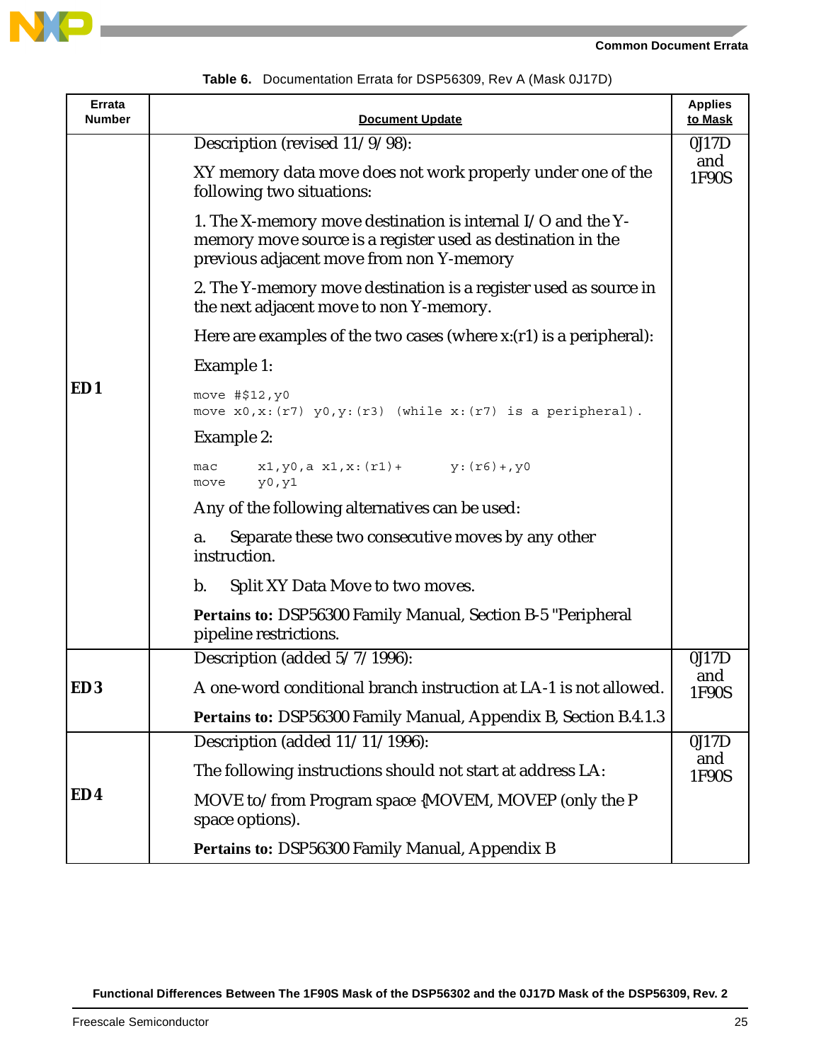**Table 6.** Documentation Errata for DSP56309, Rev A (Mask 0J17D)

| Errata Number | Document Update | Applies to Mask |
|---|---|---|
| ED1 | Description (revised 11/9/98):<br><br>XY memory data move does not work properly under one of the following two situations:<br><br>1. The X-memory move destination is internal I/O and the Y-memory move source is a register used as destination in the previous adjacent move from non Y-memory<br><br>2. The Y-memory move destination is a register used as source in the next adjacent move to non Y-memory.<br><br>Here are examples of the two cases (where x:(r1) is a peripheral):<br><br>Example 1:<br><br>`move #$12,y0`<br>`move x0,x:(r7) y0,y:(r3) (while x:(r7) is a peripheral).`<br><br>Example 2:<br><br>`mac x1,y0,a x1,x:(r1)+ y:(r6)+,y0`<br>`move y0,y1`<br><br>Any of the following alternatives can be used:<br><br>a. Separate these two consecutive moves by any other instruction.<br><br>b. Split XY Data Move to two moves.<br><br>**Pertains to:** DSP56300 Family Manual, Section B-5 "Peripheral pipeline restrictions. | 0J17D and 1F90S |
| ED3 | Description (added 5/7/1996):<br><br>A one-word conditional branch instruction at LA-1 is not allowed.<br><br>**Pertains to:** DSP56300 Family Manual, Appendix B, Section B.4.1.3 | 0J17D and 1F90S |
| ED4 | Description (added 11/11/1996):<br><br>The following instructions should not start at address LA:<br><br>MOVE to/from Program space {MOVEM, MOVEP (only the P space options).<br><br>**Pertains to:** DSP56300 Family Manual, Appendix B | 0J17D and 1F90S |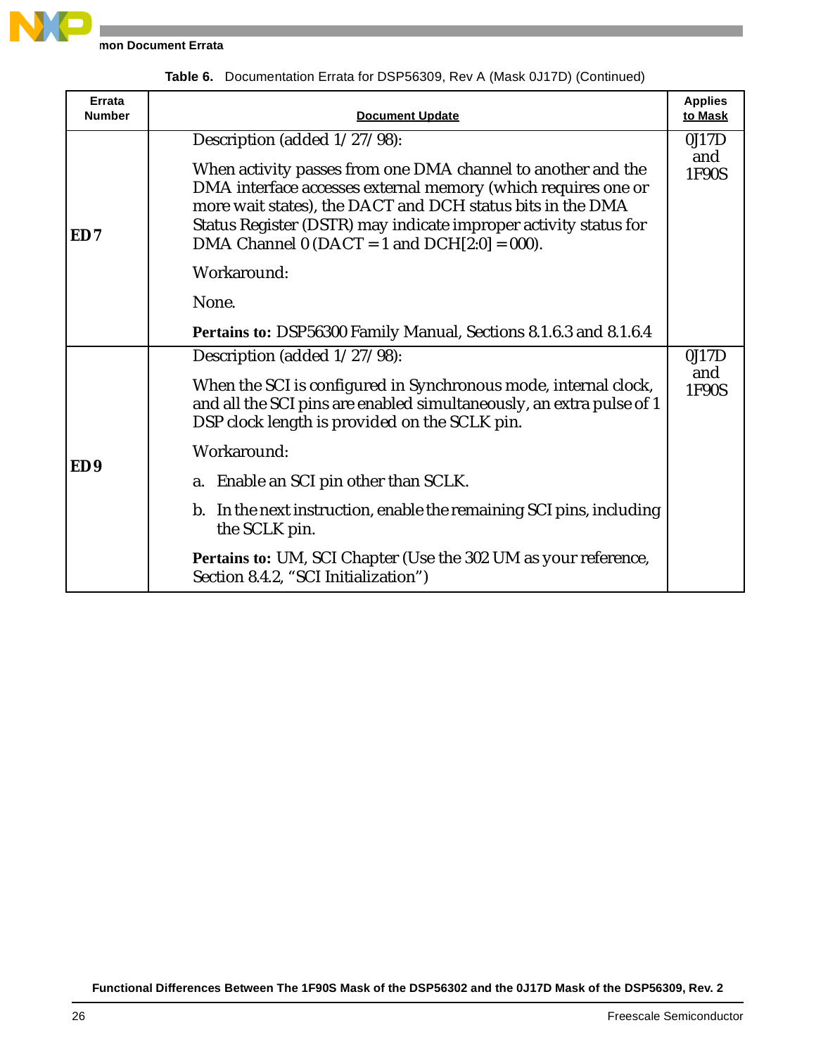Table 6. Documentation Errata for DSP56309, Rev A (Mask 0J17D) (Continued)

| Errata Number | Document Update | Applies to Mask |
|---|---|---|
| **ED 7** | Description (added 1/27/98):<br><br>When activity passes from one DMA channel to another and the DMA interface accesses external memory (which requires one or more wait states), the DACT and DCH status bits in the DMA Status Register (DSTR) may indicate improper activity status for DMA Channel 0 (DACT = 1 and DCH[2:0] = 000).<br><br>Workaround:<br><br>None.<br><br>**Pertains to:** DSP56300 Family Manual, Sections 8.1.6.3 and 8.1.6.4 | 0J17D and 1F90S |
| **ED 9** | Description (added 1/27/98):<br><br>When the SCI is configured in Synchronous mode, internal clock, and all the SCI pins are enabled simultaneously, an extra pulse of 1 DSP clock length is provided on the SCLK pin.<br><br>Workaround:<br><br>a. Enable an SCI pin other than SCLK.<br><br>b. In the next instruction, enable the remaining SCI pins, including the SCLK pin.<br><br>**Pertains to:** UM, SCI Chapter (Use the 302 UM as your reference, Section 8.4.2, "SCI Initialization") | 0J17D and 1F90S |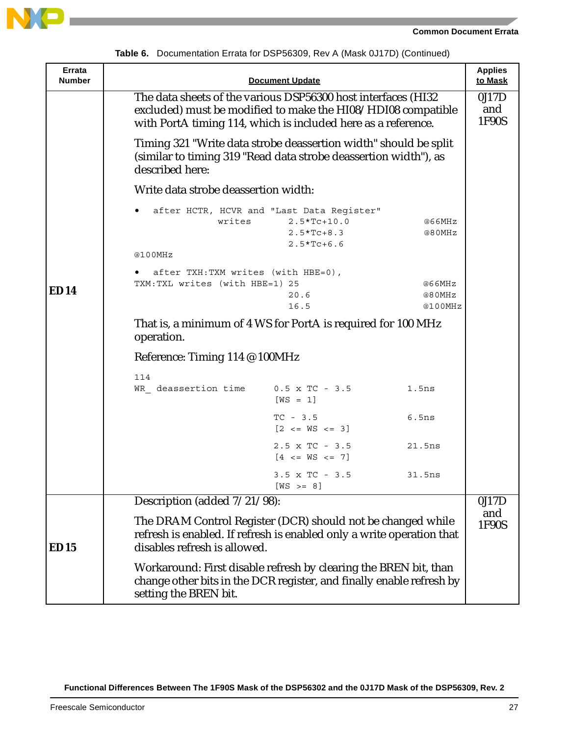**Table 6.** Documentation Errata for DSP56309, Rev A (Mask 0J17D) (Continued)

| Errata Number | Document Update | Applies to Mask |
|---|---|---|
| ED 14 | The data sheets of the various DSP56300 host interfaces (HI32 excluded) must be modified to make the HI08/HDI08 compatible with PortA timing 114, which is included here as a reference.<br><br>Timing 321 "Write data strobe deassertion width" should be split (similar to timing 319 "Read data strobe deassertion width"), as described here:<br><br>Write data strobe deassertion width:<br><br>• after HCTR, HCVR and "Last Data Register" writes: 2.5*Tc+10.0 @66MHz; 2.5*Tc+8.3 @80MHz; 2.5*Tc+6.6 @100MHz<br><br>• after TXH:TXM writes (with HBE=0), TXM:TXL writes (with HBE=1): 25 @66MHz; 20.6 @80MHz; 16.5 @100MHz<br><br>That is, a minimum of 4 WS for PortA is required for 100 MHz operation.<br><br>Reference: Timing 114 @100MHz<br><br>114 WR_ deassertion time:<br>0.5 x TC - 3.5 [WS = 1] — 1.5ns<br>TC - 3.5 [2 <= WS <= 3] — 6.5ns<br>2.5 x TC - 3.5 [4 <= WS <= 7] — 21.5ns<br>3.5 x TC - 3.5 [WS >= 8] — 31.5ns | 0J17D and 1F90S |
| ED 15 | Description (added 7/21/98):<br><br>The DRAM Control Register (DCR) should not be changed while refresh is enabled. If refresh is enabled only a write operation that disables refresh is allowed.<br><br>Workaround: First disable refresh by clearing the BREN bit, than change other bits in the DCR register, and finally enable refresh by setting the BREN bit. | 0J17D and 1F90S |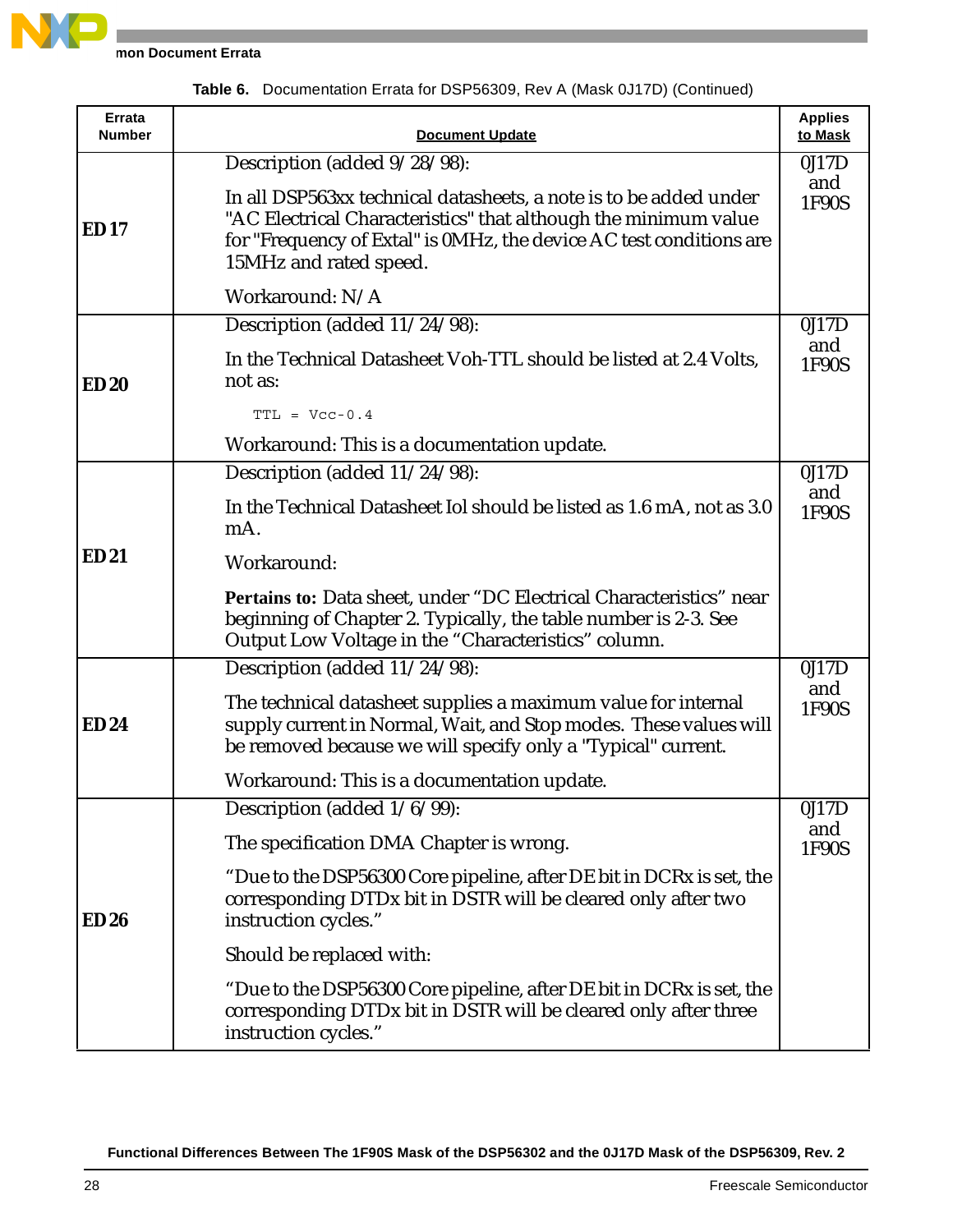**Table 6.** Documentation Errata for DSP56309, Rev A (Mask 0J17D) (Continued)

| Errata Number | Document Update | Applies to Mask |
|---|---|---|
| **ED 17** | Description (added 9/28/98):<br><br>In all DSP563xx technical datasheets, a note is to be added under "AC Electrical Characteristics" that although the minimum value for "Frequency of Extal" is 0MHz, the device AC test conditions are 15MHz and rated speed.<br><br>Workaround: N/A | 0J17D and 1F90S |
| **ED 20** | Description (added 11/24/98):<br><br>In the Technical Datasheet Voh-TTL should be listed at 2.4 Volts, not as:<br><br>`TTL = Vcc-0.4`<br><br>Workaround: This is a documentation update. | 0J17D and 1F90S |
| **ED 21** | Description (added 11/24/98):<br><br>In the Technical Datasheet Iol should be listed as 1.6 mA, not as 3.0 mA.<br><br>Workaround:<br><br>**Pertains to:** Data sheet, under "DC Electrical Characteristics" near beginning of Chapter 2. Typically, the table number is 2-3. See Output Low Voltage in the "Characteristics" column. | 0J17D and 1F90S |
| **ED 24** | Description (added 11/24/98):<br><br>The technical datasheet supplies a maximum value for internal supply current in Normal, Wait, and Stop modes. These values will be removed because we will specify only a "Typical" current.<br><br>Workaround: This is a documentation update. | 0J17D and 1F90S |
| **ED 26** | Description (added 1/6/99):<br><br>The specification DMA Chapter is wrong.<br><br>"Due to the DSP56300 Core pipeline, after DE bit in DCRx is set, the corresponding DTDx bit in DSTR will be cleared only after two instruction cycles."<br><br>Should be replaced with:<br><br>"Due to the DSP56300 Core pipeline, after DE bit in DCRx is set, the corresponding DTDx bit in DSTR will be cleared only after three instruction cycles." | 0J17D and 1F90S |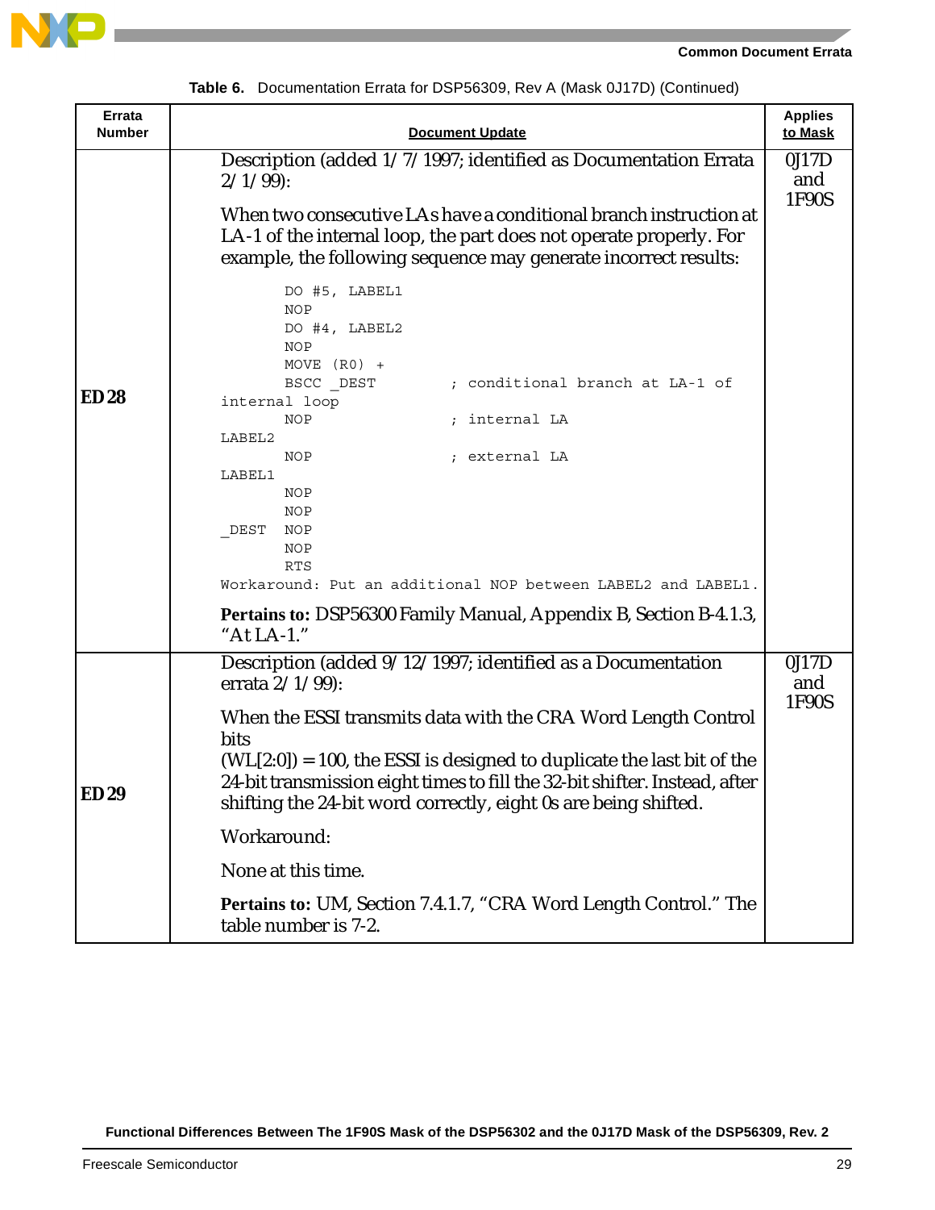**Table 6.** Documentation Errata for DSP56309, Rev A (Mask 0J17D) (Continued)

| Errata Number | Document Update | Applies to Mask |
|---|---|---|
| **ED 28** | Description (added 1/7/1997; identified as Documentation Errata 2/1/99):<br><br>When two consecutive LAs have a conditional branch instruction at LA-1 of the internal loop, the part does not operate properly. For example, the following sequence may generate incorrect results:<br><br>`DO #5, LABEL1`<br>`NOP`<br>`DO #4, LABEL2`<br>`NOP`<br>`MOVE (R0) +`<br>`BSCC _DEST ; conditional branch at LA-1 of internal loop`<br>`NOP ; internal LA`<br>`LABEL2`<br>`NOP ; external LA`<br>`LABEL1`<br>`NOP`<br>`NOP`<br>`_DEST NOP`<br>`NOP`<br>`RTS`<br>`Workaround: Put an additional NOP between LABEL2 and LABEL1.`<br><br>**Pertains to:** DSP56300 Family Manual, Appendix B, Section B-4.1.3, "At LA-1." | 0J17D and 1F90S |
| **ED 29** | Description (added 9/12/1997; identified as a Documentation errata 2/1/99):<br><br>When the ESSI transmits data with the CRA Word Length Control bits<br>(WL[2:0]) = 100, the ESSI is designed to duplicate the last bit of the 24-bit transmission eight times to fill the 32-bit shifter. Instead, after shifting the 24-bit word correctly, eight 0s are being shifted.<br><br>Workaround:<br><br>None at this time.<br><br>**Pertains to:** UM, Section 7.4.1.7, "CRA Word Length Control." The table number is 7-2. | 0J17D and 1F90S |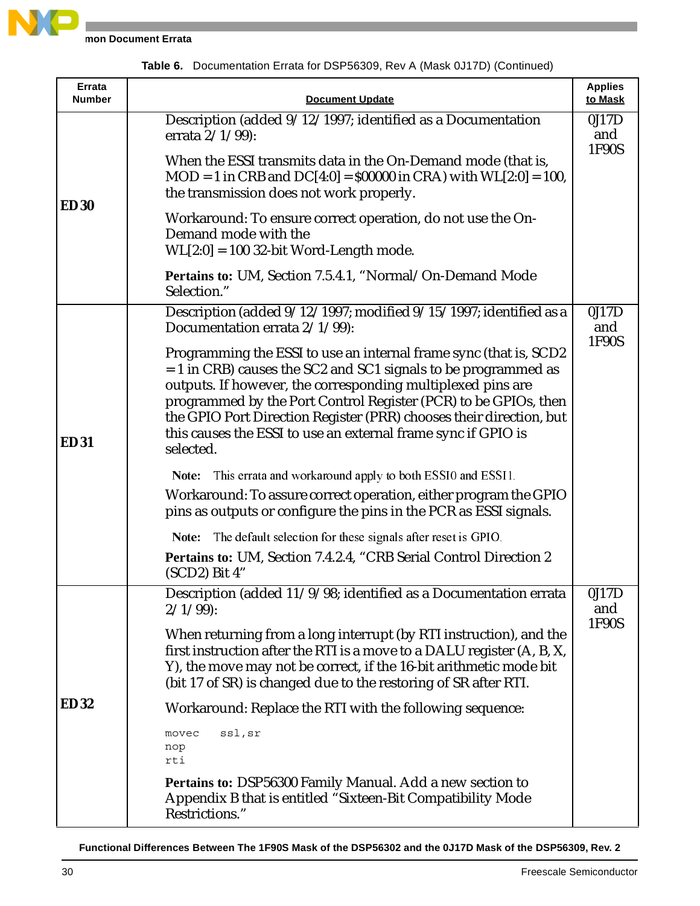**Table 6.** Documentation Errata for DSP56309, Rev A (Mask 0J17D) (Continued)

| Errata Number | Document Update | Applies to Mask |
|---|---|---|
| **ED 30** | Description (added 9/12/1997; identified as a Documentation errata 2/1/99):<br><br>When the ESSI transmits data in the On-Demand mode (that is, MOD = 1 in CRB and DC[4:0] = $00000 in CRA) with WL[2:0] = 100, the transmission does not work properly.<br><br>Workaround: To ensure correct operation, do not use the On-Demand mode with the WL[2:0] = 100 32-bit Word-Length mode.<br><br>**Pertains to:** UM, Section 7.5.4.1, "Normal/On-Demand Mode Selection." | 0J17D and 1F90S |
| **ED 31** | Description (added 9/12/1997; modified 9/15/1997; identified as a Documentation errata 2/1/99):<br><br>Programming the ESSI to use an internal frame sync (that is, SCD2 = 1 in CRB) causes the SC2 and SC1 signals to be programmed as outputs. If however, the corresponding multiplexed pins are programmed by the Port Control Register (PCR) to be GPIOs, then the GPIO Port Direction Register (PRR) chooses their direction, but this causes the ESSI to use an external frame sync if GPIO is selected.<br><br>**Note:** This errata and workaround apply to both ESSI0 and ESSI1.<br><br>Workaround: To assure correct operation, either program the GPIO pins as outputs or configure the pins in the PCR as ESSI signals.<br><br>**Note:** The default selection for these signals after reset is GPIO.<br><br>**Pertains to:** UM, Section 7.4.2.4, "CRB Serial Control Direction 2 (SCD2) Bit 4" | 0J17D and 1F90S |
| **ED 32** | Description (added 11/9/98; identified as a Documentation errata 2/1/99):<br><br>When returning from a long interrupt (by RTI instruction), and the first instruction after the RTI is a move to a DALU register (A, B, X, Y), the move may not be correct, if the 16-bit arithmetic mode bit (bit 17 of SR) is changed due to the restoring of SR after RTI.<br><br>Workaround: Replace the RTI with the following sequence:<br><br>`movec ssl,sr`<br>`nop`<br>`rti`<br><br>**Pertains to:** DSP56300 Family Manual. Add a new section to Appendix B that is entitled "Sixteen-Bit Compatibility Mode Restrictions." | 0J17D and 1F90S |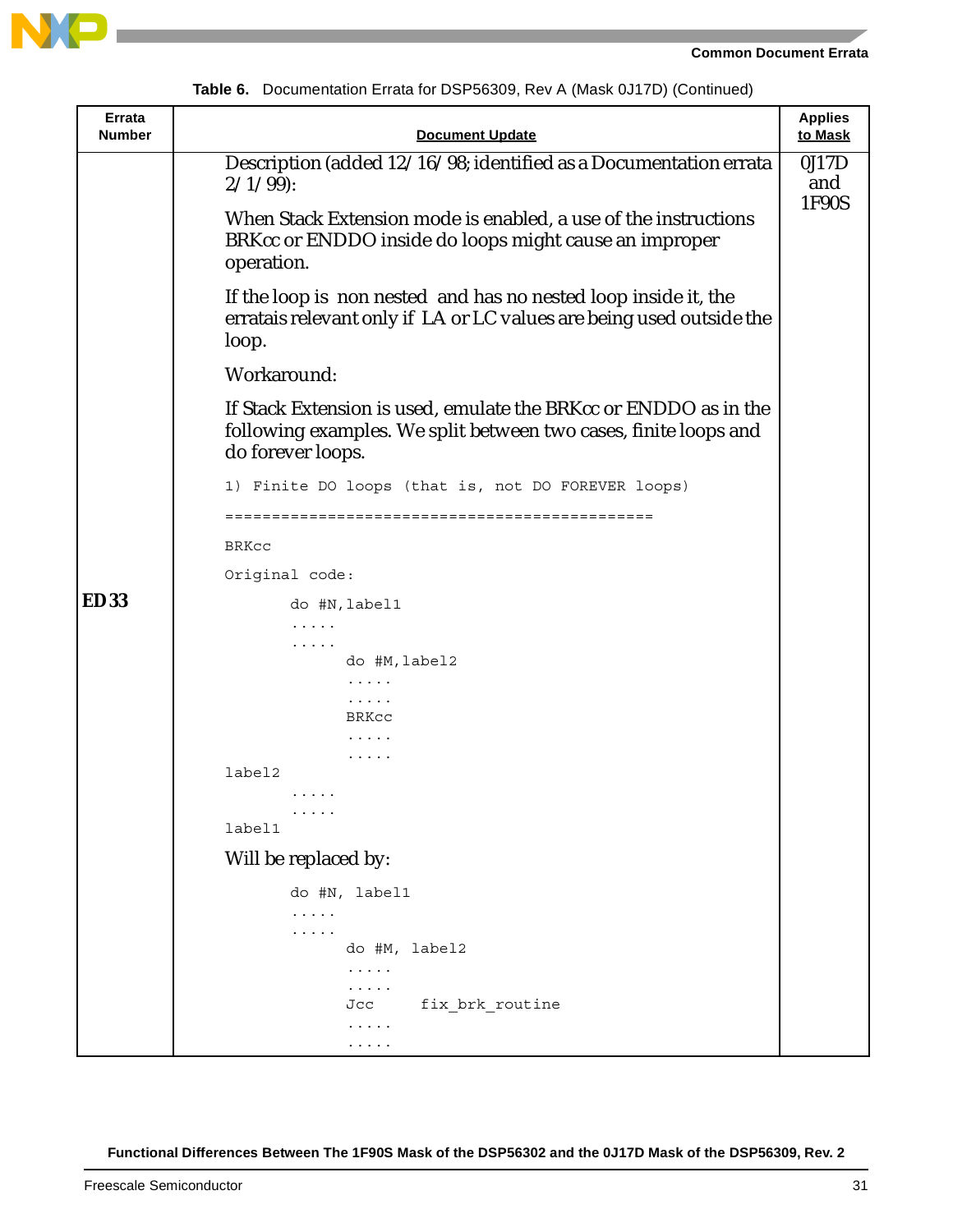**Table 6.** Documentation Errata for DSP56309, Rev A (Mask 0J17D) (Continued)

| Errata Number | Document Update | Applies to Mask |
|---|---|---|
| ED 33 | Description (added 12/16/98; identified as a Documentation errata 2/1/99):<br><br>When Stack Extension mode is enabled, a use of the instructions BRKcc or ENDDO inside do loops might cause an improper operation.<br><br>If the loop is non nested and has no nested loop inside it, the erratais relevant only if LA or LC values are being used outside the loop.<br><br>Workaround:<br><br>If Stack Extension is used, emulate the BRKcc or ENDDO as in the following examples. We split between two cases, finite loops and do forever loops.<br><br>`1) Finite DO loops (that is, not DO FOREVER loops)`<br>`==============================================`<br>`BRKcc`<br>`Original code:`<br>`        do #N,label1`<br>`        .....`<br>`        .....`<br>`              do #M,label2`<br>`              .....`<br>`              .....`<br>`              BRKcc`<br>`              .....`<br>`              .....`<br>`label2`<br>`        .....`<br>`        .....`<br>`label1`<br><br>Will be replaced by:<br><br>`        do #N, label1`<br>`        .....`<br>`        .....`<br>`              do #M, label2`<br>`              .....`<br>`              .....`<br>`              Jcc      fix_brk_routine`<br>`              .....`<br>`              .....` | 0J17D and 1F90S |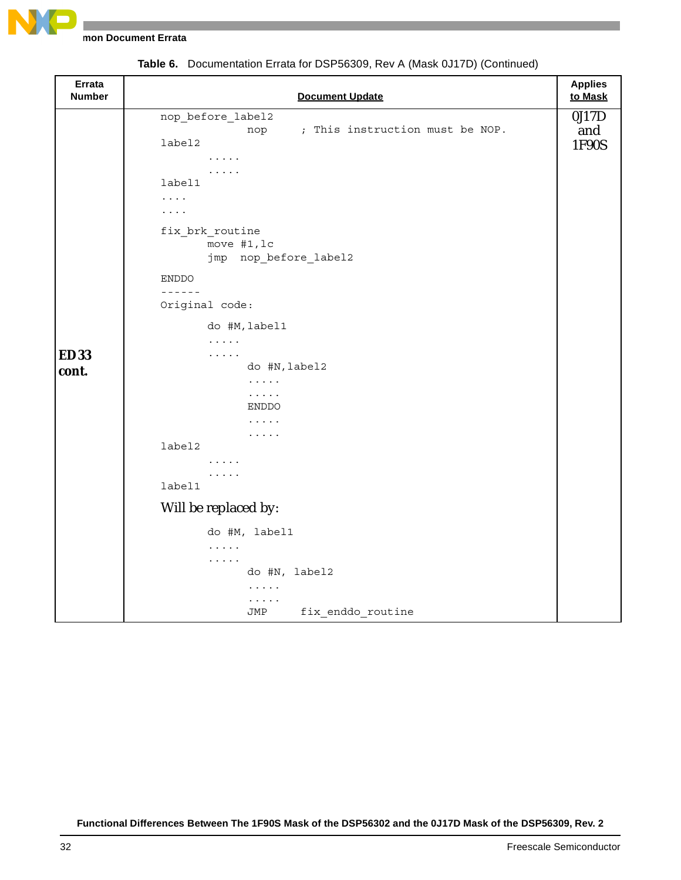**Table 6. Documentation Errata for DSP56309, Rev A (Mask 0J17D) (Continued)**

| Errata Number | Document Update | Applies to Mask |
|---|---|---|
| ED 33 cont. | `nop_before_label2`<br>`            nop      ; This instruction must be NOP.`<br>`label2`<br>`       .....`<br>`       .....`<br>`label1`<br>`....`<br>`....`<br>`fix_brk_routine`<br>`       move #1,lc`<br>`       jmp  nop_before_label2`<br>`ENDDO`<br>`------`<br>`Original code:`<br>`       do #M,label1`<br>`       .....`<br>`       .....`<br>`             do #N,label2`<br>`             .....`<br>`             .....`<br>`             ENDDO`<br>`             .....`<br>`             .....`<br>`label2`<br>`       .....`<br>`       .....`<br>`label1`<br>Will be replaced by:<br>`       do #M, label1`<br>`       .....`<br>`       .....`<br>`             do #N, label2`<br>`             .....`<br>`             .....`<br>`             JMP     fix_enddo_routine` | 0J17D and 1F90S |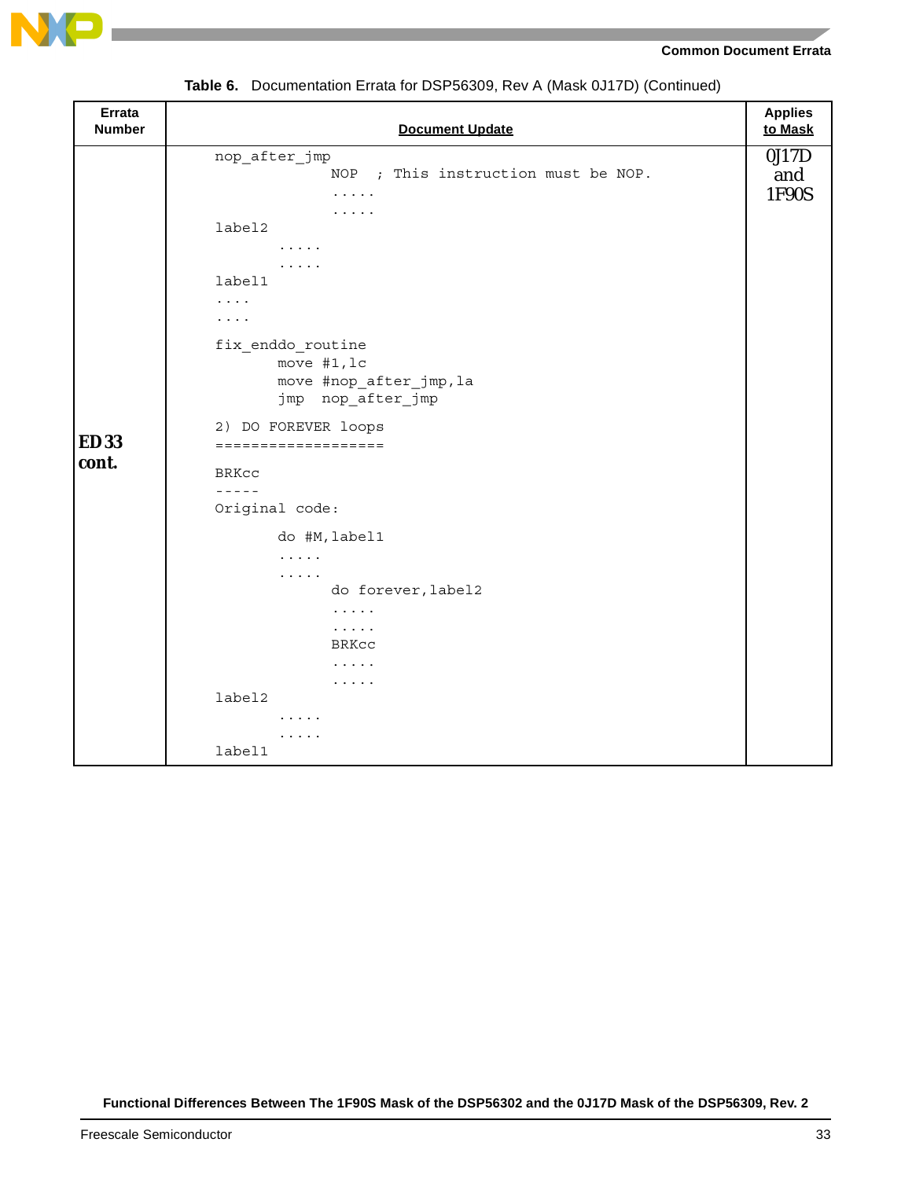**Table 6.** Documentation Errata for DSP56309, Rev A (Mask 0J17D) (Continued)

| Errata Number | Document Update | Applies to Mask |
|---|---|---|
| ED 33 cont. | <pre>nop_after_jmp<br>                NOP   ; This instruction must be NOP.<br>                .....<br>                .....<br>label2<br>         .....<br>         .....<br>label1<br>....<br>....<br><br>fix_enddo_routine<br>         move #1,lc<br>         move #nop_after_jmp,la<br>         jmp  nop_after_jmp<br><br>2) DO FOREVER loops<br>===================<br><br>BRKcc<br>-----<br>Original code:<br><br>         do #M,label1<br>         .....<br>         .....<br>                do forever,label2<br>                .....<br>                .....<br>                BRKcc<br>                .....<br>                .....<br>label2<br>         .....<br>         .....<br>label1</pre> | 0J17D and 1F90S |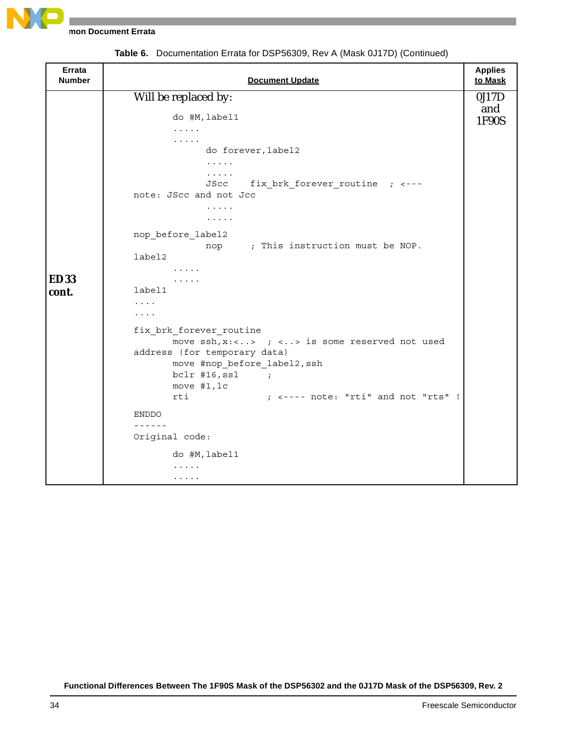Table 6. Documentation Errata for DSP56309, Rev A (Mask 0J17D) (Continued)

| Errata Number | Document Update | Applies to Mask |
|---|---|---|
| ED 33 cont. | Will be replaced by:<br><pre>do #M,label1<br>.....<br>.....<br>    do forever,label2<br>    .....<br>    .....<br>    JScc    fix_brk_forever_routine  ; <---<br>note: JScc and not Jcc<br>    .....<br>    .....<br>nop_before_label2<br>    nop     ; This instruction must be NOP.<br>label2<br>    .....<br>    .....<br>label1<br>....<br>....<br>fix_brk_forever_routine<br>    move ssh,x:<..>  ; <..> is some reserved not used<br>address (for temporary data)<br>    move #nop_before_label2,ssh<br>    bclr #16,ssl     ;<br>    move #1,lc<br>    rti              ; <---- note: "rti" and not "rts" !<br>ENDDO<br>------<br>Original code:<br>    do #M,label1<br>    .....<br>    .....</pre> | 0J17D and 1F90S |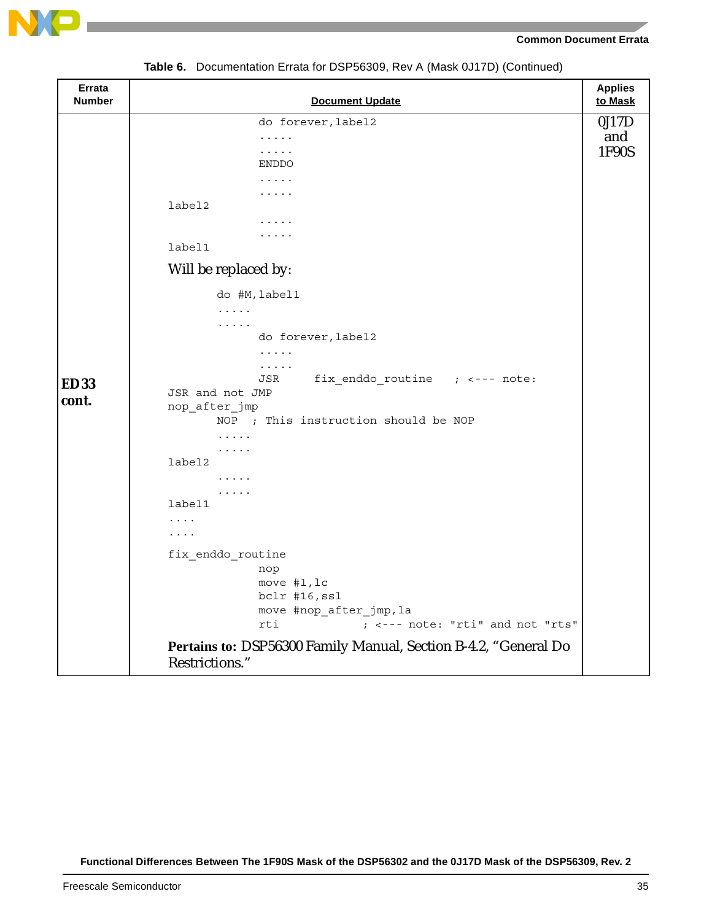**Table 6. Documentation Errata for DSP56309, Rev A (Mask 0J17D) (Continued)**

<table>
<tr><th>Errata Number</th><th>Document Update</th><th>Applies to Mask</th></tr>
<tr><td><b>ED33 cont.</b></td><td>

```
                do forever,label2
                .....
                .....
                ENDDO
                .....
                .....
label2
                .....
                .....
label1
```

Will be replaced by:

```
        do #M,label1
        .....
        .....
                do forever,label2
                .....
                .....
                JSR     fix_enddo_routine   ; <--- note:
JSR and not JMP
nop_after_jmp
        NOP  ; This instruction should be NOP
        .....
        .....
label2
        .....
        .....
label1
....
....

fix_enddo_routine
                nop
                move #1,lc
                bclr #16,ssl
                move #nop_after_jmp,la
                rti             ; <--- note: "rti" and not "rts"
```

<b>Pertains to:</b> DSP56300 Family Manual, Section B-4.2, “General Do Restrictions.”</td><td>0J17D and 1F90S</td></tr>
</table>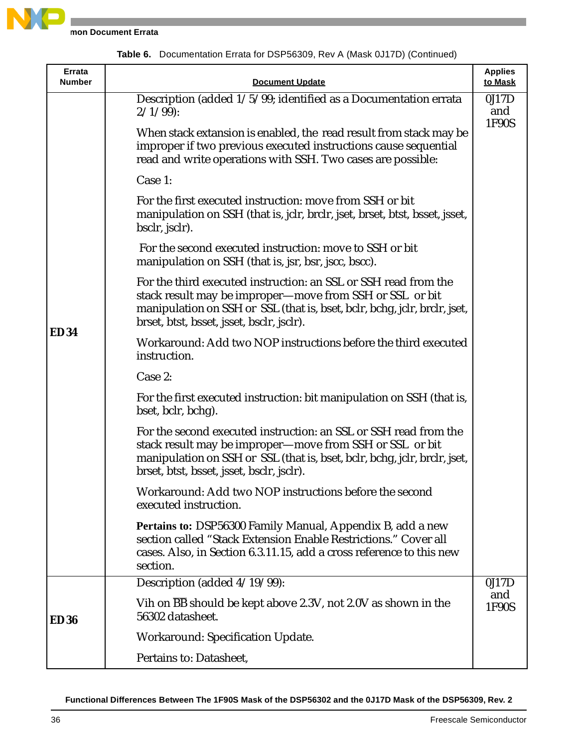**Table 6.** Documentation Errata for DSP56309, Rev A (Mask 0J17D) (Continued)

| Errata Number | Document Update | Applies to Mask |
|---|---|---|
| **ED 34** | Description (added 1/5/99; identified as a Documentation errata 2/1/99):<br><br>When stack extansion is enabled, the read result from stack may be improper if two previous executed instructions cause sequential read and write operations with SSH. Two cases are possible:<br><br>Case 1:<br><br>For the first executed instruction: move from SSH or bit manipulation on SSH (that is, jclr, brclr, jset, brset, btst, bsset, jsset, bsclr, jsclr).<br><br>For the second executed instruction: move to SSH or bit manipulation on SSH (that is, jsr, bsr, jscc, bscc).<br><br>For the third executed instruction: an SSL or SSH read from the stack result may be improper—move from SSH or SSL or bit manipulation on SSH or SSL (that is, bset, bclr, bchg, jclr, brclr, jset, brset, btst, bsset, jsset, bsclr, jsclr).<br><br>Workaround: Add two NOP instructions before the third executed instruction.<br><br>Case 2:<br><br>For the first executed instruction: bit manipulation on SSH (that is, bset, bclr, bchg).<br><br>For the second executed instruction: an SSL or SSH read from the stack result may be improper—move from SSH or SSL or bit manipulation on SSH or SSL (that is, bset, bclr, bchg, jclr, brclr, jset, brset, btst, bsset, jsset, bsclr, jsclr).<br><br>Workaround: Add two NOP instructions before the second executed instruction.<br><br>**Pertains to:** DSP56300 Family Manual, Appendix B, add a new section called "Stack Extension Enable Restrictions." Cover all cases. Also, in Section 6.3.11.15, add a cross reference to this new section. | 0J17D and 1F90S |
| **ED 36** | Description (added 4/19/99):<br><br>Vih on $\overline{BB}$ should be kept above 2.3V, not 2.0V as shown in the 56302 datasheet.<br><br>Workaround: Specification Update.<br><br>Pertains to: Datasheet, | 0J17D and 1F90S |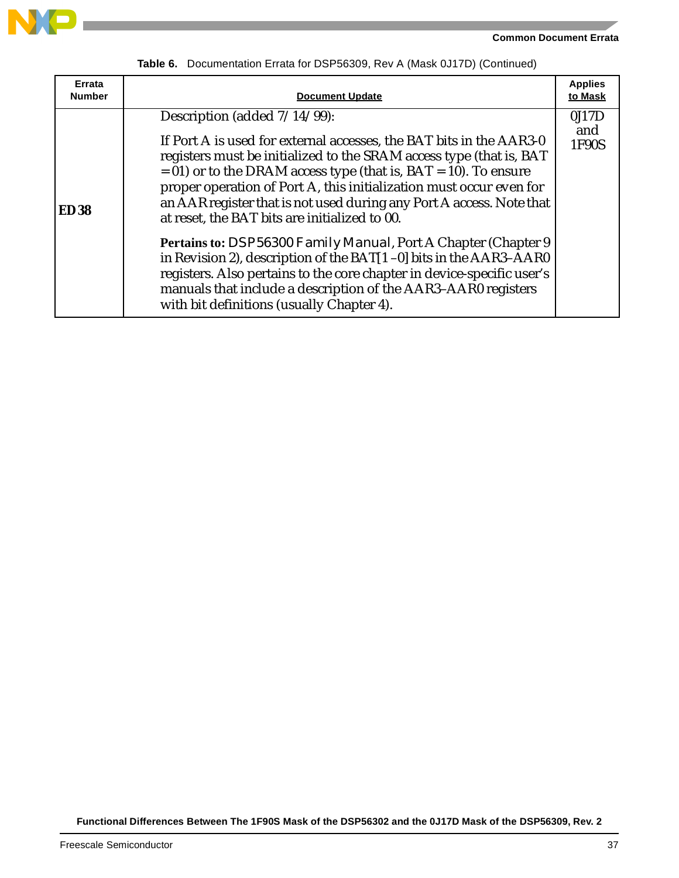**Table 6.** Documentation Errata for DSP56309, Rev A (Mask 0J17D) (Continued)

| Errata Number | Document Update | Applies to Mask |
|---|---|---|
| **ED 38** | Description (added 7/14/99):<br><br>If Port A is used for external accesses, the BAT bits in the AAR3-0 registers must be initialized to the SRAM access type (that is, BAT = 01) or to the DRAM access type (that is, BAT = 10). To ensure proper operation of Port A, this initialization must occur even for an AAR register that is not used during any Port A access. Note that at reset, the BAT bits are initialized to 00.<br><br>**Pertains to:** *DSP56300 Family Manual*, Port A Chapter (Chapter 9 in Revision 2), description of the BAT[1–0] bits in the AAR3–AAR0 registers. Also pertains to the core chapter in device-specific user's manuals that include a description of the AAR3–AAR0 registers with bit definitions (usually Chapter 4). | 0J17D and 1F90S |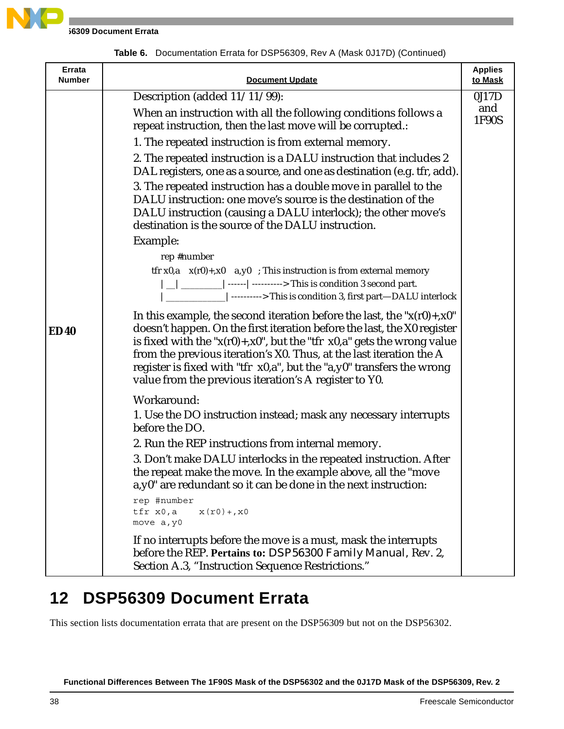**Table 6.** Documentation Errata for DSP56309, Rev A (Mask 0J17D) (Continued)

| Errata Number | Document Update | Applies to Mask |
|---|---|---|
| **ED40** | Description (added 11/11/99):<br>When an instruction with all the following conditions follows a repeat instruction, then the last move will be corrupted.:<br>1. The repeated instruction is from external memory.<br>2. The repeated instruction is a DALU instruction that includes 2 DAL registers, one as a source, and one as destination (e.g. tfr, add).<br>3. The repeated instruction has a double move in parallel to the DALU instruction: one move's source is the destination of the DALU instruction (causing a DALU interlock); the other move's destination is the source of the DALU instruction.<br>Example:<br>`rep #number`<br>`tfr x0,a   x(r0)+,x0   a,y0  ; This instruction is from external memory`<br>`\|__\|________\|------\|---------->This is condition 3 second part.`<br>`\|____________\|---------->This is condition 3, first part—DALU interlock`<br>In this example, the second iteration before the last, the "x(r0)+,x0" doesn't happen. On the first iteration before the last, the X0 register is fixed with the "x(r0)+,x0", but the "tfr x0,a" gets the wrong value from the previous iteration's X0. Thus, at the last iteration the A register is fixed with "tfr x0,a", but the "a,y0" transfers the wrong value from the previous iteration's A register to Y0.<br>Workaround:<br>1. Use the DO instruction instead; mask any necessary interrupts before the DO.<br>2. Run the REP instructions from internal memory.<br>3. Don't make DALU interlocks in the repeated instruction. After the repeat make the move. In the example above, all the "move a,y0" are redundant so it can be done in the next instruction:<br>`rep #number`<br>`tfr x0,a     x(r0)+,x0`<br>`move a,y0`<br>If no interrupts before the move is a must, mask the interrupts before the REP. **Pertains to:** *DSP56300 Family Manual*, Rev. 2, Section A.3, "Instruction Sequence Restrictions." | 0J17D and 1F90S |

## 12 DSP56309 Document Errata

This section lists documentation errata that are present on the DSP56309 but not on the DSP56302.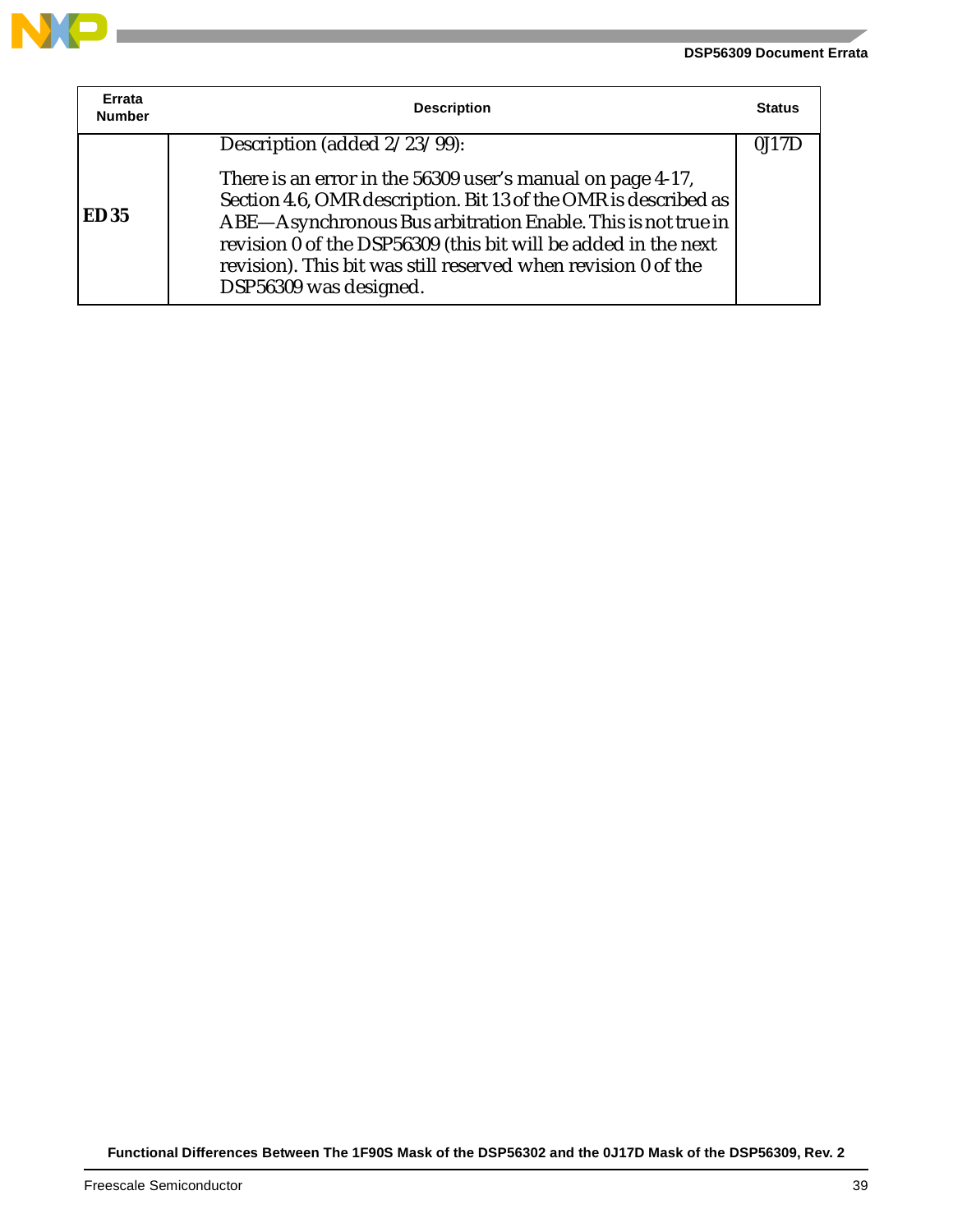| Errata Number | Description | Status |
|---|---|---|
| **ED 35** | Description (added 2/23/99):<br><br>There is an error in the 56309 user's manual on page 4-17, Section 4.6, OMR description. Bit 13 of the OMR is described as ABE—Asynchronous Bus arbitration Enable. This is not true in revision 0 of the DSP56309 (this bit will be added in the next revision). This bit was still reserved when revision 0 of the DSP56309 was designed. | 0J17D |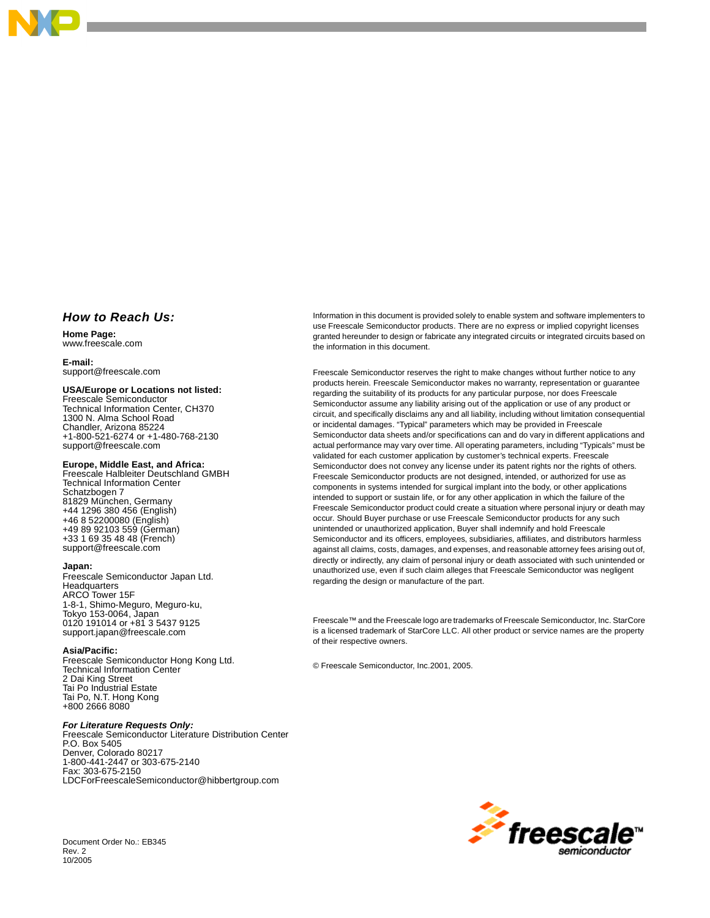## *How to Reach Us:*

**Home Page:**
www.freescale.com

**E-mail:**
support@freescale.com

**USA/Europe or Locations not listed:**
Freescale Semiconductor
Technical Information Center, CH370
1300 N. Alma School Road
Chandler, Arizona 85224
+1-800-521-6274 or +1-480-768-2130
support@freescale.com

**Europe, Middle East, and Africa:**
Freescale Halbleiter Deutschland GMBH
Technical Information Center
Schatzbogen 7
81829 München, Germany
+44 1296 380 456 (English)
+46 8 52200080 (English)
+49 89 92103 559 (German)
+33 1 69 35 48 48 (French)
support@freescale.com

**Japan:**
Freescale Semiconductor Japan Ltd.
Headquarters
ARCO Tower 15F
1-8-1, Shimo-Meguro, Meguro-ku,
Tokyo 153-0064, Japan
0120 191014 or +81 3 5437 9125
support.japan@freescale.com

**Asia/Pacific:**
Freescale Semiconductor Hong Kong Ltd.
Technical Information Center
2 Dai King Street
Tai Po Industrial Estate
Tai Po, N.T. Hong Kong
+800 2666 8080

***For Literature Requests Only:***
Freescale Semiconductor Literature Distribution Center
P.O. Box 5405
Denver, Colorado 80217
1-800-441-2447 or 303-675-2140
Fax: 303-675-2150
LDCForFreescaleSemiconductor@hibbertgroup.com

Information in this document is provided solely to enable system and software implementers to use Freescale Semiconductor products. There are no express or implied copyright licenses granted hereunder to design or fabricate any integrated circuits or integrated circuits based on the information in this document.

Freescale Semiconductor reserves the right to make changes without further notice to any products herein. Freescale Semiconductor makes no warranty, representation or guarantee regarding the suitability of its products for any particular purpose, nor does Freescale Semiconductor assume any liability arising out of the application or use of any product or circuit, and specifically disclaims any and all liability, including without limitation consequential or incidental damages. “Typical” parameters which may be provided in Freescale Semiconductor data sheets and/or specifications can and do vary in different applications and actual performance may vary over time. All operating parameters, including “Typicals” must be validated for each customer application by customer’s technical experts. Freescale Semiconductor does not convey any license under its patent rights nor the rights of others. Freescale Semiconductor products are not designed, intended, or authorized for use as components in systems intended for surgical implant into the body, or other applications intended to support or sustain life, or for any other application in which the failure of the Freescale Semiconductor product could create a situation where personal injury or death may occur. Should Buyer purchase or use Freescale Semiconductor products for any such unintended or unauthorized application, Buyer shall indemnify and hold Freescale Semiconductor and its officers, employees, subsidiaries, affiliates, and distributors harmless against all claims, costs, damages, and expenses, and reasonable attorney fees arising out of, directly or indirectly, any claim of personal injury or death associated with such unintended or unauthorized use, even if such claim alleges that Freescale Semiconductor was negligent regarding the design or manufacture of the part.

Freescale™ and the Freescale logo are trademarks of Freescale Semiconductor, Inc. StarCore is a licensed trademark of StarCore LLC. All other product or service names are the property of their respective owners.

© Freescale Semiconductor, Inc.2001, 2005.

Document Order No.: EB345
Rev. 2
10/2005